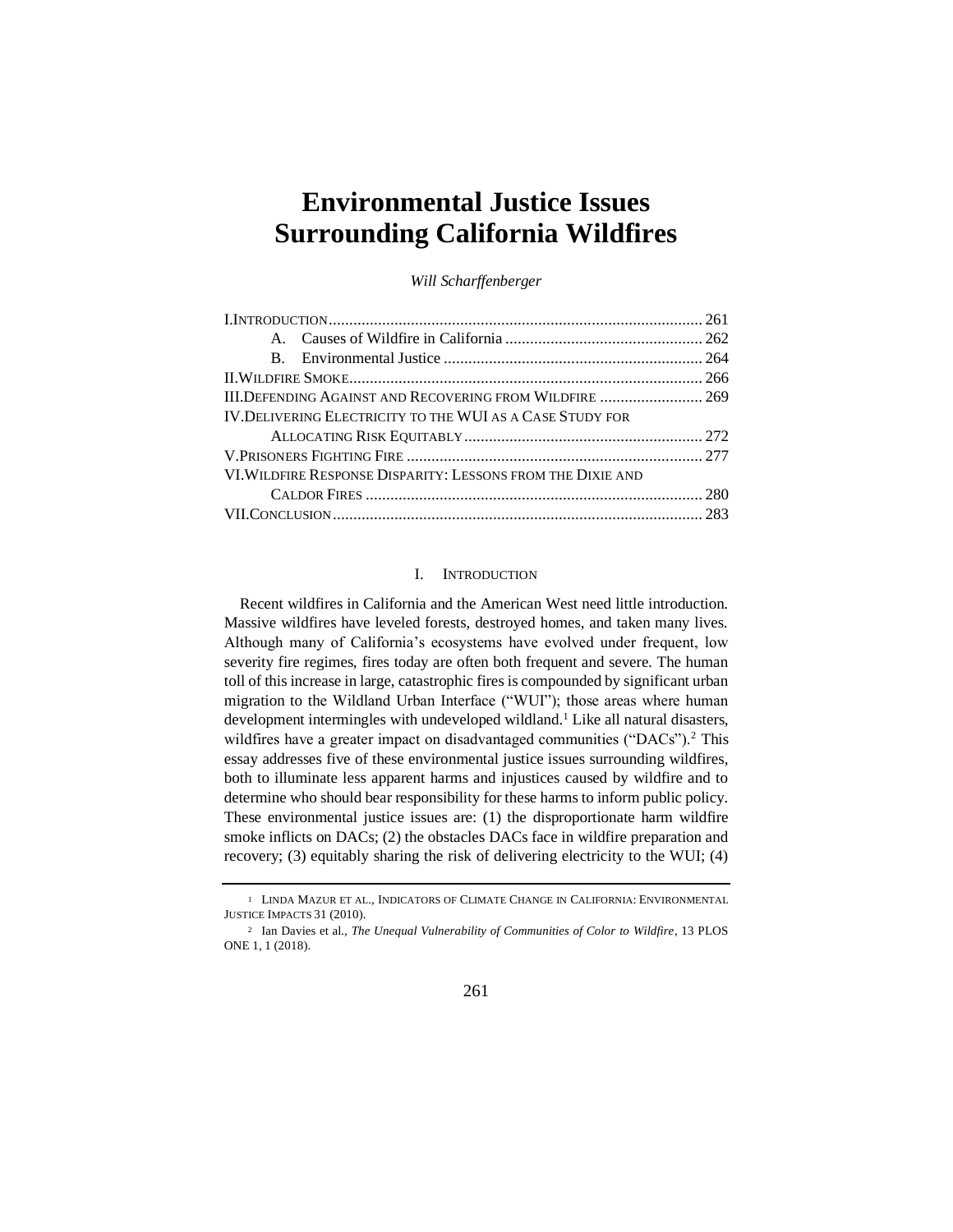# Environmental Justice Issues Surrounding California Wildfires

*Will Scharffenberger*

I. Introduction .......... 261
  A. Causes of Wildfire in California .......... 262
  B. Environmental Justice .......... 264
II. Wildfire Smoke .......... 266
III. Defending Against and Recovering from Wildfire .......... 269
IV. Delivering Electricity to the WUI as a Case Study for Allocating Risk Equitably .......... 272
V. Prisoners Fighting Fire .......... 277
VI. Wildfire Response Disparity: Lessons from the Dixie and Caldor Fires .......... 280
VII. Conclusion .......... 283

## I. Introduction

Recent wildfires in California and the American West need little introduction. Massive wildfires have leveled forests, destroyed homes, and taken many lives. Although many of California's ecosystems have evolved under frequent, low severity fire regimes, fires today are often both frequent and severe. The human toll of this increase in large, catastrophic fires is compounded by significant urban migration to the Wildland Urban Interface ("WUI"); those areas where human development intermingles with undeveloped wildland.[1] Like all natural disasters, wildfires have a greater impact on disadvantaged communities ("DACs").[2] This essay addresses five of these environmental justice issues surrounding wildfires, both to illuminate less apparent harms and injustices caused by wildfire and to determine who should bear responsibility for these harms to inform public policy. These environmental justice issues are: (1) the disproportionate harm wildfire smoke inflicts on DACs; (2) the obstacles DACs face in wildfire preparation and recovery; (3) equitably sharing the risk of delivering electricity to the WUI; (4)

---

[1] Linda Mazur et al., Indicators of Climate Change in California: Environmental Justice Impacts 31 (2010).

[2] Ian Davies et al., *The Unequal Vulnerability of Communities of Color to Wildfire*, 13 PLOS ONE 1, 1 (2018).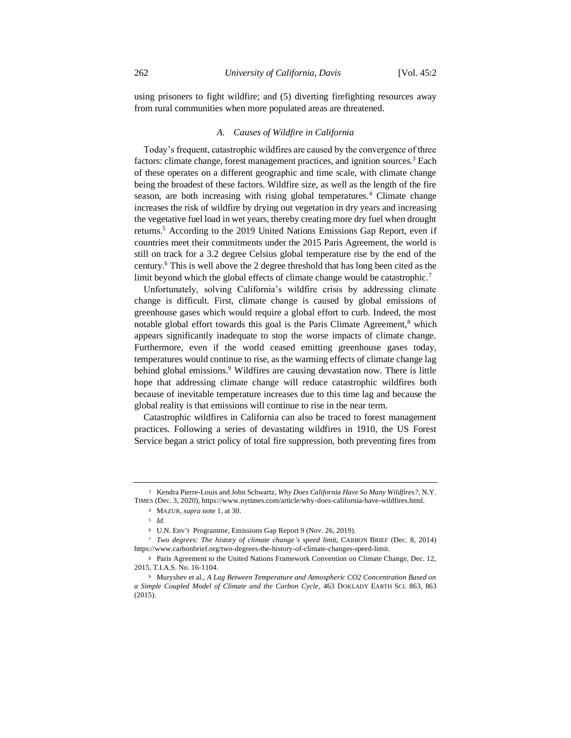using prisoners to fight wildfire; and (5) diverting firefighting resources away from rural communities when more populated areas are threatened.

### *A. Causes of Wildfire in California*

Today's frequent, catastrophic wildfires are caused by the convergence of three factors: climate change, forest management practices, and ignition sources.[3] Each of these operates on a different geographic and time scale, with climate change being the broadest of these factors. Wildfire size, as well as the length of the fire season, are both increasing with rising global temperatures.[4] Climate change increases the risk of wildfire by drying out vegetation in dry years and increasing the vegetative fuel load in wet years, thereby creating more dry fuel when drought returns.[5] According to the 2019 United Nations Emissions Gap Report, even if countries meet their commitments under the 2015 Paris Agreement, the world is still on track for a 3.2 degree Celsius global temperature rise by the end of the century.[6] This is well above the 2 degree threshold that has long been cited as the limit beyond which the global effects of climate change would be catastrophic.[7]

Unfortunately, solving California's wildfire crisis by addressing climate change is difficult. First, climate change is caused by global emissions of greenhouse gases which would require a global effort to curb. Indeed, the most notable global effort towards this goal is the Paris Climate Agreement,[8] which appears significantly inadequate to stop the worse impacts of climate change. Furthermore, even if the world ceased emitting greenhouse gases today, temperatures would continue to rise, as the warming effects of climate change lag behind global emissions.[9] Wildfires are causing devastation now. There is little hope that addressing climate change will reduce catastrophic wildfires both because of inevitable temperature increases due to this time lag and because the global reality is that emissions will continue to rise in the near term.

Catastrophic wildfires in California can also be traced to forest management practices. Following a series of devastating wildfires in 1910, the US Forest Service began a strict policy of total fire suppression, both preventing fires from

---

[3] Kendra Pierre-Louis and John Schwartz, *Why Does California Have So Many Wildfires?*, N.Y. TIMES (Dec. 3, 2020), https://www.nytimes.com/article/why-does-california-have-wildfires.html.

[4] MAZUR, *supra* note 1, at 30.

[5] *Id.*

[6] U.N. Env't Programme, Emissions Gap Report 9 (Nov. 26, 2019).

[7] *Two degrees: The history of climate change's speed limit*, CARBON BRIEF (Dec. 8, 2014) https://www.carbonbrief.org/two-degrees-the-history-of-climate-changes-speed-limit.

[8] Paris Agreement to the United Nations Framework Convention on Climate Change, Dec. 12, 2015, T.I.A.S. No. 16-1104.

[9] Muryshev et al., *A Lag Between Temperature and Atmospheric CO2 Concentration Based on a Simple Coupled Model of Climate and the Carbon Cycle*, 463 DOKLADY EARTH SCI. 863, 863 (2015).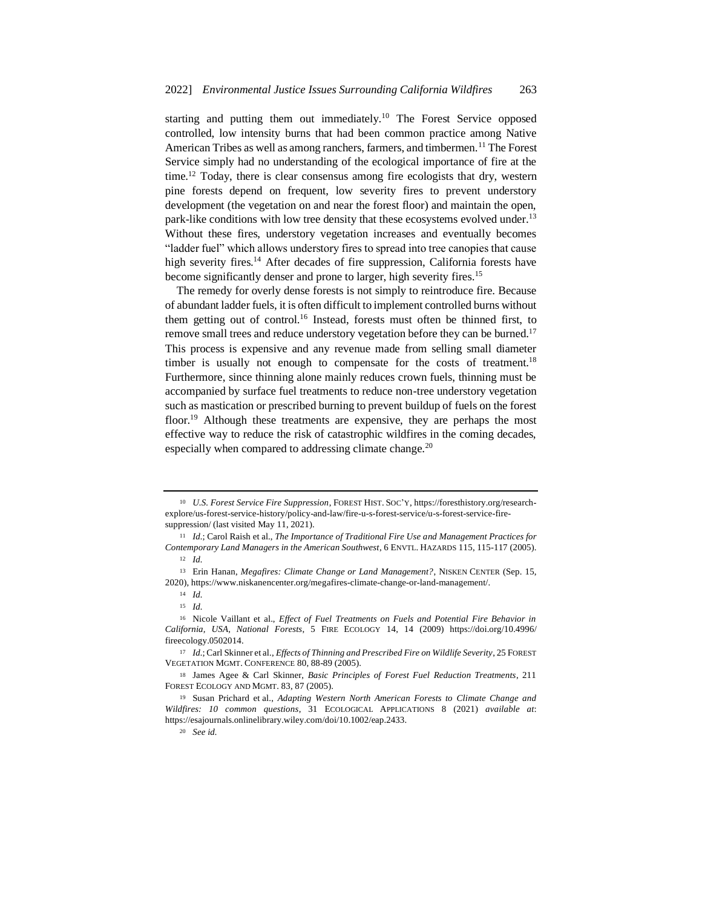starting and putting them out immediately.[10] The Forest Service opposed controlled, low intensity burns that had been common practice among Native American Tribes as well as among ranchers, farmers, and timbermen.[11] The Forest Service simply had no understanding of the ecological importance of fire at the time.[12] Today, there is clear consensus among fire ecologists that dry, western pine forests depend on frequent, low severity fires to prevent understory development (the vegetation on and near the forest floor) and maintain the open, park-like conditions with low tree density that these ecosystems evolved under.[13] Without these fires, understory vegetation increases and eventually becomes "ladder fuel" which allows understory fires to spread into tree canopies that cause high severity fires.[14] After decades of fire suppression, California forests have become significantly denser and prone to larger, high severity fires.[15]

The remedy for overly dense forests is not simply to reintroduce fire. Because of abundant ladder fuels, it is often difficult to implement controlled burns without them getting out of control.[16] Instead, forests must often be thinned first, to remove small trees and reduce understory vegetation before they can be burned.[17] This process is expensive and any revenue made from selling small diameter timber is usually not enough to compensate for the costs of treatment.[18] Furthermore, since thinning alone mainly reduces crown fuels, thinning must be accompanied by surface fuel treatments to reduce non-tree understory vegetation such as mastication or prescribed burning to prevent buildup of fuels on the forest floor.[19] Although these treatments are expensive, they are perhaps the most effective way to reduce the risk of catastrophic wildfires in the coming decades, especially when compared to addressing climate change.[20]

---

[10] *U.S. Forest Service Fire Suppression*, FOREST HIST. SOC'Y, https://foresthistory.org/research-explore/us-forest-service-history/policy-and-law/fire-u-s-forest-service/u-s-forest-service-fire-suppression/ (last visited May 11, 2021).

[11] *Id.*; Carol Raish et al., *The Importance of Traditional Fire Use and Management Practices for Contemporary Land Managers in the American Southwest*, 6 ENVTL. HAZARDS 115, 115-117 (2005).

[12] *Id.*

[13] Erin Hanan, *Megafires: Climate Change or Land Management?*, NISKEN CENTER (Sep. 15, 2020), https://www.niskanencenter.org/megafires-climate-change-or-land-management/.

[14] *Id.*

[15] *Id.*

[16] Nicole Vaillant et al., *Effect of Fuel Treatments on Fuels and Potential Fire Behavior in California, USA, National Forests*, 5 FIRE ECOLOGY 14, 14 (2009) https://doi.org/10.4996/fireecology.0502014.

[17] *Id.*; Carl Skinner et al., *Effects of Thinning and Prescribed Fire on Wildlife Severity*, 25 FOREST VEGETATION MGMT. CONFERENCE 80, 88-89 (2005).

[18] James Agee & Carl Skinner, *Basic Principles of Forest Fuel Reduction Treatments*, 211 FOREST ECOLOGY AND MGMT. 83, 87 (2005).

[19] Susan Prichard et al., *Adapting Western North American Forests to Climate Change and Wildfires: 10 common questions*, 31 ECOLOGICAL APPLICATIONS 8 (2021) *available at*: https://esajournals.onlinelibrary.wiley.com/doi/10.1002/eap.2433.

[20] *See id.*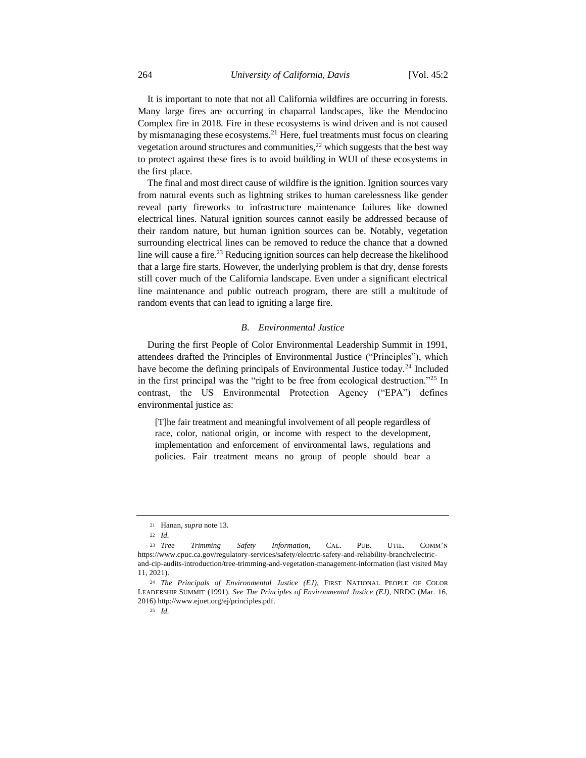It is important to note that not all California wildfires are occurring in forests. Many large fires are occurring in chaparral landscapes, like the Mendocino Complex fire in 2018. Fire in these ecosystems is wind driven and is not caused by mismanaging these ecosystems.[21] Here, fuel treatments must focus on clearing vegetation around structures and communities,[22] which suggests that the best way to protect against these fires is to avoid building in WUI of these ecosystems in the first place.

The final and most direct cause of wildfire is the ignition. Ignition sources vary from natural events such as lightning strikes to human carelessness like gender reveal party fireworks to infrastructure maintenance failures like downed electrical lines. Natural ignition sources cannot easily be addressed because of their random nature, but human ignition sources can be. Notably, vegetation surrounding electrical lines can be removed to reduce the chance that a downed line will cause a fire.[23] Reducing ignition sources can help decrease the likelihood that a large fire starts. However, the underlying problem is that dry, dense forests still cover much of the California landscape. Even under a significant electrical line maintenance and public outreach program, there are still a multitude of random events that can lead to igniting a large fire.

### *B. Environmental Justice*

During the first People of Color Environmental Leadership Summit in 1991, attendees drafted the Principles of Environmental Justice ("Principles"), which have become the defining principals of Environmental Justice today.[24] Included in the first principal was the "right to be free from ecological destruction."[25] In contrast, the US Environmental Protection Agency ("EPA") defines environmental justice as:

> [T]he fair treatment and meaningful involvement of all people regardless of race, color, national origin, or income with respect to the development, implementation and enforcement of environmental laws, regulations and policies. Fair treatment means no group of people should bear a

---

[21] Hanan, *supra* note 13.

[22] *Id.*

[23] *Tree Trimming Safety Information*, CAL. PUB. UTIL. COMM'N https://www.cpuc.ca.gov/regulatory-services/safety/electric-safety-and-reliability-branch/electric-and-cip-audits-introduction/tree-trimming-and-vegetation-management-information (last visited May 11, 2021).

[24] *The Principals of Environmental Justice (EJ)*, FIRST NATIONAL PEOPLE OF COLOR LEADERSHIP SUMMIT (1991). *See The Principles of Environmental Justice (EJ)*, NRDC (Mar. 16, 2016) http://www.ejnet.org/ej/principles.pdf.

[25] *Id.*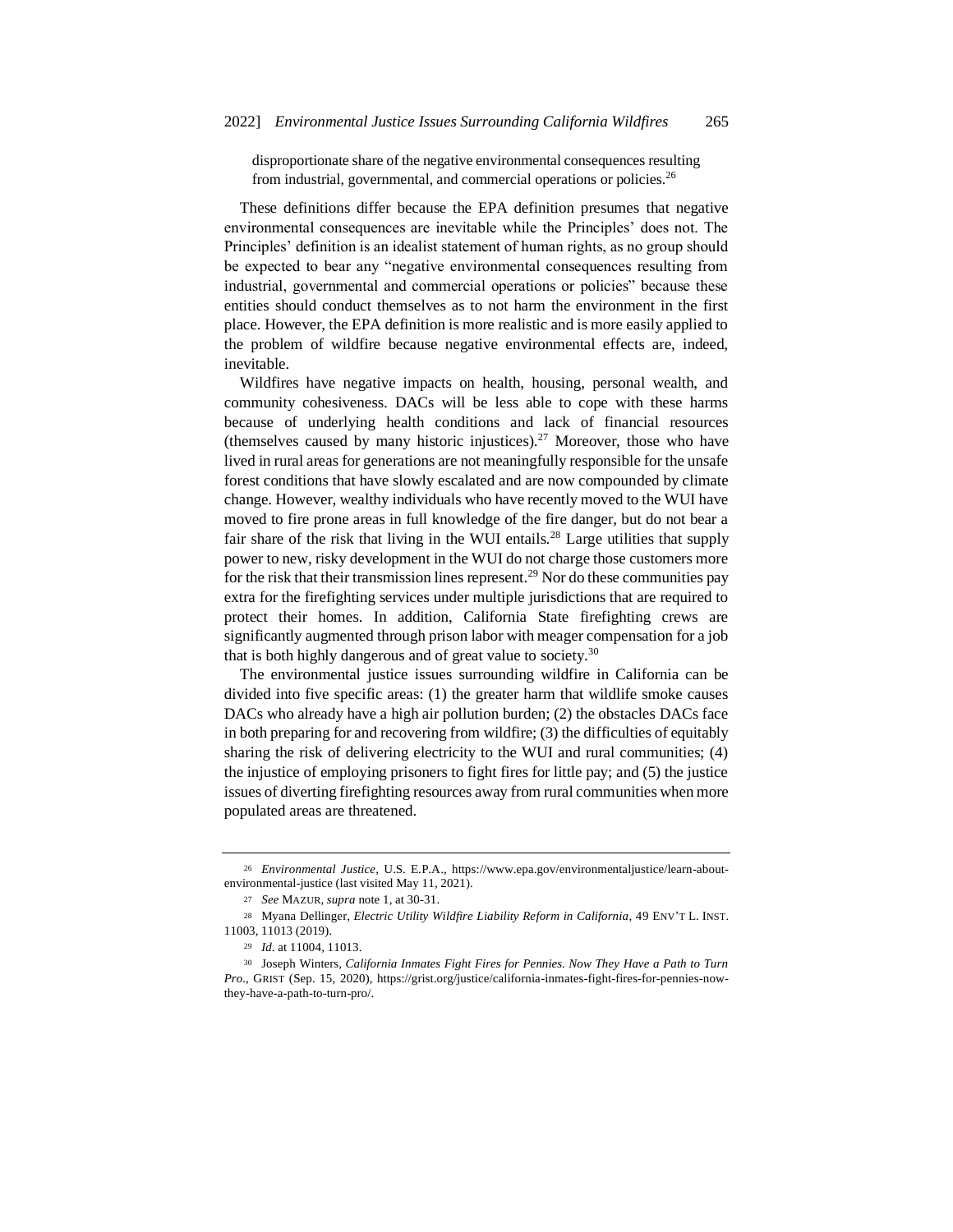disproportionate share of the negative environmental consequences resulting from industrial, governmental, and commercial operations or policies.[26]

These definitions differ because the EPA definition presumes that negative environmental consequences are inevitable while the Principles' does not. The Principles' definition is an idealist statement of human rights, as no group should be expected to bear any "negative environmental consequences resulting from industrial, governmental and commercial operations or policies" because these entities should conduct themselves as to not harm the environment in the first place. However, the EPA definition is more realistic and is more easily applied to the problem of wildfire because negative environmental effects are, indeed, inevitable.

Wildfires have negative impacts on health, housing, personal wealth, and community cohesiveness. DACs will be less able to cope with these harms because of underlying health conditions and lack of financial resources (themselves caused by many historic injustices).[27] Moreover, those who have lived in rural areas for generations are not meaningfully responsible for the unsafe forest conditions that have slowly escalated and are now compounded by climate change. However, wealthy individuals who have recently moved to the WUI have moved to fire prone areas in full knowledge of the fire danger, but do not bear a fair share of the risk that living in the WUI entails.[28] Large utilities that supply power to new, risky development in the WUI do not charge those customers more for the risk that their transmission lines represent.[29] Nor do these communities pay extra for the firefighting services under multiple jurisdictions that are required to protect their homes. In addition, California State firefighting crews are significantly augmented through prison labor with meager compensation for a job that is both highly dangerous and of great value to society.[30]

The environmental justice issues surrounding wildfire in California can be divided into five specific areas: (1) the greater harm that wildlife smoke causes DACs who already have a high air pollution burden; (2) the obstacles DACs face in both preparing for and recovering from wildfire; (3) the difficulties of equitably sharing the risk of delivering electricity to the WUI and rural communities; (4) the injustice of employing prisoners to fight fires for little pay; and (5) the justice issues of diverting firefighting resources away from rural communities when more populated areas are threatened.

---

[26] *Environmental Justice*, U.S. E.P.A., https://www.epa.gov/environmentaljustice/learn-about-environmental-justice (last visited May 11, 2021).

[27] *See* MAZUR, *supra* note 1, at 30-31.

[28] Myana Dellinger, *Electric Utility Wildfire Liability Reform in California*, 49 ENV'T L. INST. 11003, 11013 (2019).

[29] *Id.* at 11004, 11013.

[30] Joseph Winters, *California Inmates Fight Fires for Pennies. Now They Have a Path to Turn Pro.*, GRIST (Sep. 15, 2020), https://grist.org/justice/california-inmates-fight-fires-for-pennies-now-they-have-a-path-to-turn-pro/.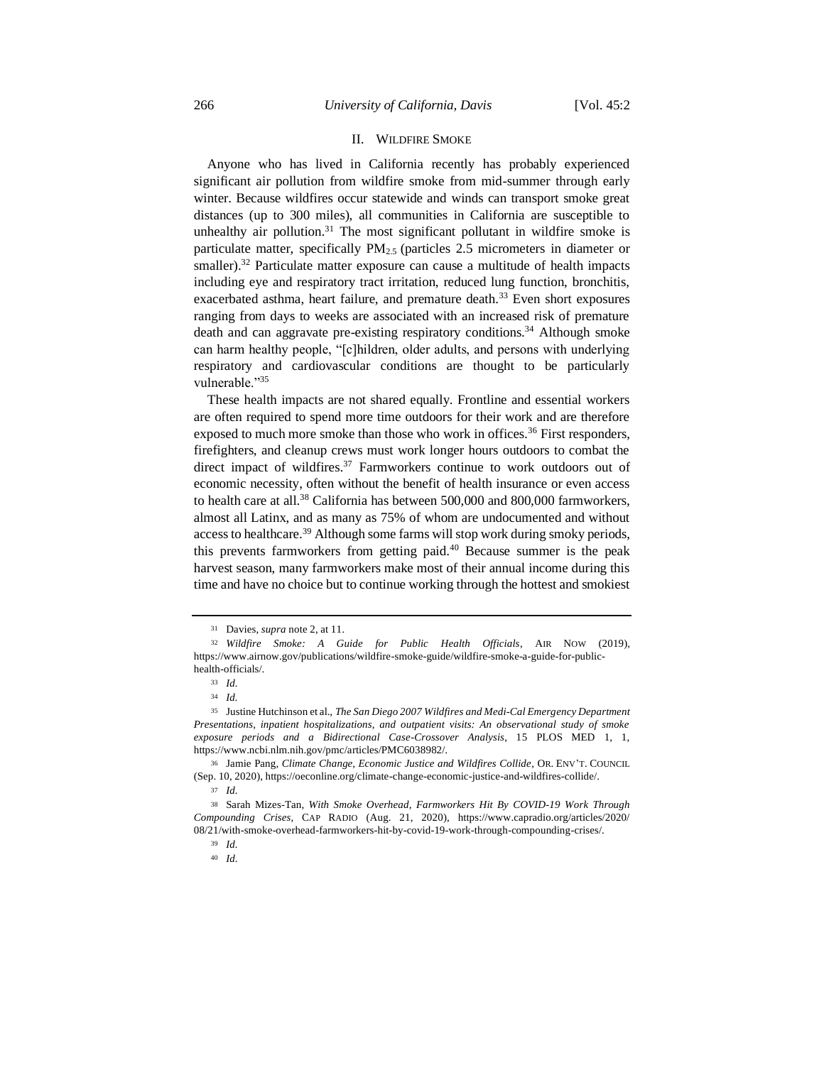## II. WILDFIRE SMOKE

Anyone who has lived in California recently has probably experienced significant air pollution from wildfire smoke from mid-summer through early winter. Because wildfires occur statewide and winds can transport smoke great distances (up to 300 miles), all communities in California are susceptible to unhealthy air pollution.[31] The most significant pollutant in wildfire smoke is particulate matter, specifically $PM_{2.5}$ (particles 2.5 micrometers in diameter or smaller).[32] Particulate matter exposure can cause a multitude of health impacts including eye and respiratory tract irritation, reduced lung function, bronchitis, exacerbated asthma, heart failure, and premature death.[33] Even short exposures ranging from days to weeks are associated with an increased risk of premature death and can aggravate pre-existing respiratory conditions.[34] Although smoke can harm healthy people, "[c]hildren, older adults, and persons with underlying respiratory and cardiovascular conditions are thought to be particularly vulnerable."[35]

These health impacts are not shared equally. Frontline and essential workers are often required to spend more time outdoors for their work and are therefore exposed to much more smoke than those who work in offices.[36] First responders, firefighters, and cleanup crews must work longer hours outdoors to combat the direct impact of wildfires.[37] Farmworkers continue to work outdoors out of economic necessity, often without the benefit of health insurance or even access to health care at all.[38] California has between 500,000 and 800,000 farmworkers, almost all Latinx, and as many as 75% of whom are undocumented and without access to healthcare.[39] Although some farms will stop work during smoky periods, this prevents farmworkers from getting paid.[40] Because summer is the peak harvest season, many farmworkers make most of their annual income during this time and have no choice but to continue working through the hottest and smokiest

---

[31] Davies, *supra* note 2, at 11.

[32] *Wildfire Smoke: A Guide for Public Health Officials*, AIR NOW (2019), https://www.airnow.gov/publications/wildfire-smoke-guide/wildfire-smoke-a-guide-for-public-health-officials/.

[33] *Id.*

[34] *Id.*

[35] Justine Hutchinson et al., *The San Diego 2007 Wildfires and Medi-Cal Emergency Department Presentations, inpatient hospitalizations, and outpatient visits: An observational study of smoke exposure periods and a Bidirectional Case-Crossover Analysis*, 15 PLOS MED 1, 1, https://www.ncbi.nlm.nih.gov/pmc/articles/PMC6038982/.

[36] Jamie Pang, *Climate Change, Economic Justice and Wildfires Collide*, OR. ENV'T. COUNCIL (Sep. 10, 2020), https://oeconline.org/climate-change-economic-justice-and-wildfires-collide/.

[37] *Id.*

[38] Sarah Mizes-Tan, *With Smoke Overhead, Farmworkers Hit By COVID-19 Work Through Compounding Crises*, CAP RADIO (Aug. 21, 2020), https://www.capradio.org/articles/2020/08/21/with-smoke-overhead-farmworkers-hit-by-covid-19-work-through-compounding-crises/.

[39] *Id.*

[40] *Id.*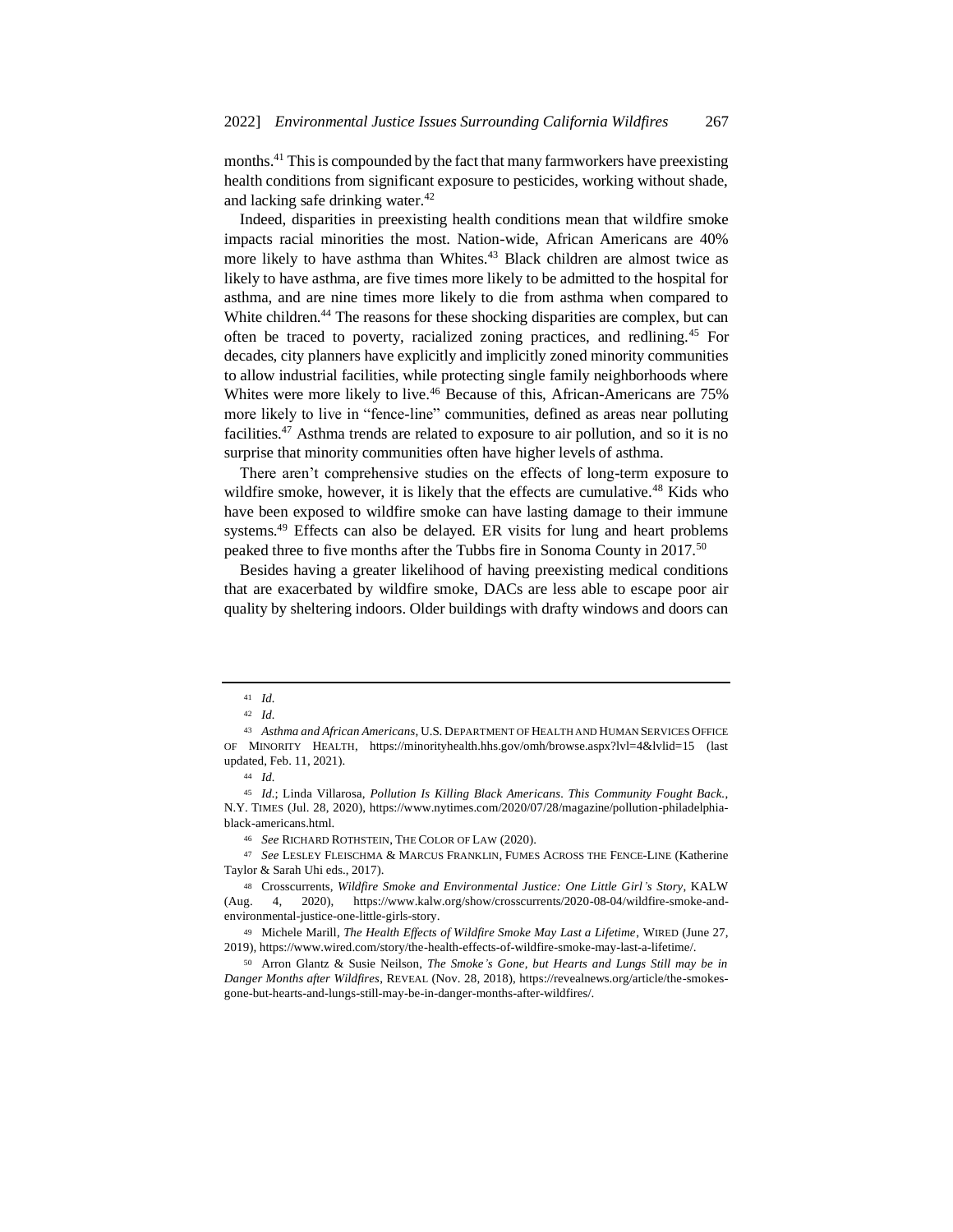months.[41] This is compounded by the fact that many farmworkers have preexisting health conditions from significant exposure to pesticides, working without shade, and lacking safe drinking water.[42]

Indeed, disparities in preexisting health conditions mean that wildfire smoke impacts racial minorities the most. Nation-wide, African Americans are 40% more likely to have asthma than Whites.[43] Black children are almost twice as likely to have asthma, are five times more likely to be admitted to the hospital for asthma, and are nine times more likely to die from asthma when compared to White children.[44] The reasons for these shocking disparities are complex, but can often be traced to poverty, racialized zoning practices, and redlining.[45] For decades, city planners have explicitly and implicitly zoned minority communities to allow industrial facilities, while protecting single family neighborhoods where Whites were more likely to live.[46] Because of this, African-Americans are 75% more likely to live in "fence-line" communities, defined as areas near polluting facilities.[47] Asthma trends are related to exposure to air pollution, and so it is no surprise that minority communities often have higher levels of asthma.

There aren't comprehensive studies on the effects of long-term exposure to wildfire smoke, however, it is likely that the effects are cumulative.[48] Kids who have been exposed to wildfire smoke can have lasting damage to their immune systems.[49] Effects can also be delayed. ER visits for lung and heart problems peaked three to five months after the Tubbs fire in Sonoma County in 2017.[50]

Besides having a greater likelihood of having preexisting medical conditions that are exacerbated by wildfire smoke, DACs are less able to escape poor air quality by sheltering indoors. Older buildings with drafty windows and doors can

---

41 *Id.*

42 *Id.*

43 *Asthma and African Americans*, U.S. DEPARTMENT OF HEALTH AND HUMAN SERVICES OFFICE OF MINORITY HEALTH, https://minorityhealth.hhs.gov/omh/browse.aspx?lvl=4&lvlid=15 (last updated, Feb. 11, 2021).

44 *Id.*

45 *Id.*; Linda Villarosa, *Pollution Is Killing Black Americans. This Community Fought Back.*, N.Y. TIMES (Jul. 28, 2020), https://www.nytimes.com/2020/07/28/magazine/pollution-philadelphia-black-americans.html.

46 *See* RICHARD ROTHSTEIN, THE COLOR OF LAW (2020).

47 *See* LESLEY FLEISCHMA & MARCUS FRANKLIN, FUMES ACROSS THE FENCE-LINE (Katherine Taylor & Sarah Uhi eds., 2017).

48 Crosscurrents, *Wildfire Smoke and Environmental Justice: One Little Girl's Story*, KALW (Aug. 4, 2020), https://www.kalw.org/show/crosscurrents/2020-08-04/wildfire-smoke-and-environmental-justice-one-little-girls-story.

49 Michele Marill, *The Health Effects of Wildfire Smoke May Last a Lifetime*, WIRED (June 27, 2019), https://www.wired.com/story/the-health-effects-of-wildfire-smoke-may-last-a-lifetime/.

50 Arron Glantz & Susie Neilson, *The Smoke's Gone, but Hearts and Lungs Still may be in Danger Months after Wildfires*, REVEAL (Nov. 28, 2018), https://revealnews.org/article/the-smokes-gone-but-hearts-and-lungs-still-may-be-in-danger-months-after-wildfires/.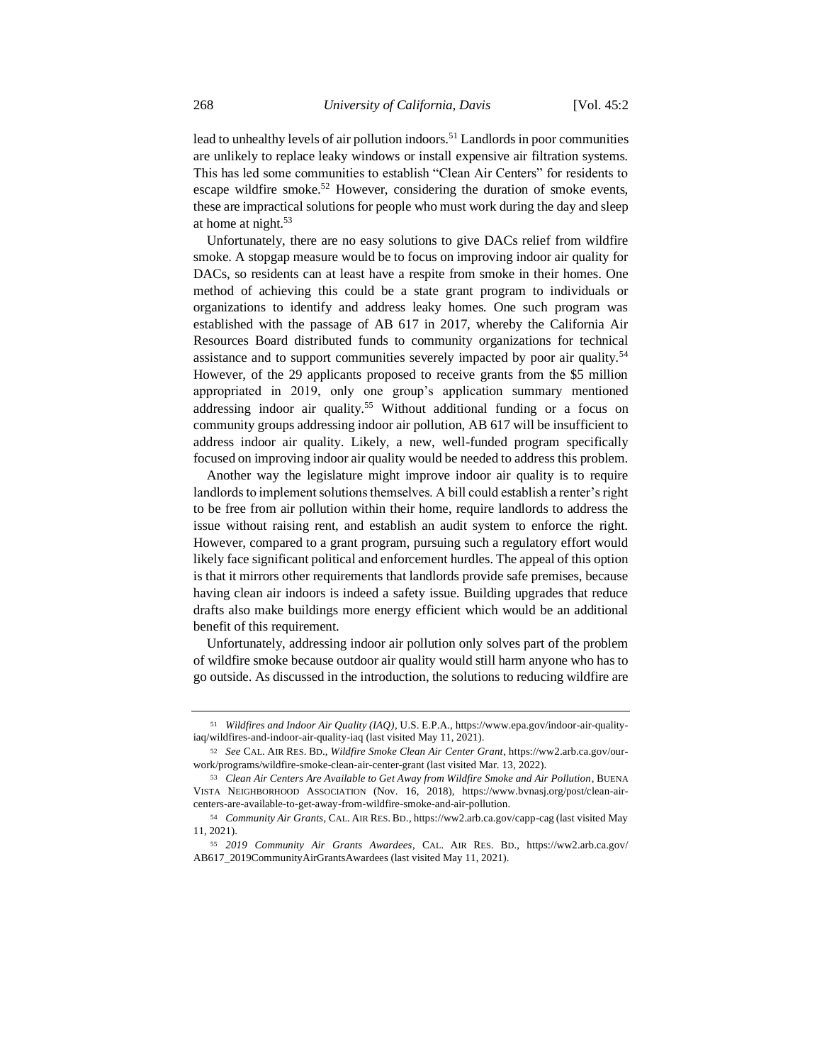lead to unhealthy levels of air pollution indoors.[51] Landlords in poor communities are unlikely to replace leaky windows or install expensive air filtration systems. This has led some communities to establish "Clean Air Centers" for residents to escape wildfire smoke.[52] However, considering the duration of smoke events, these are impractical solutions for people who must work during the day and sleep at home at night.[53]

Unfortunately, there are no easy solutions to give DACs relief from wildfire smoke. A stopgap measure would be to focus on improving indoor air quality for DACs, so residents can at least have a respite from smoke in their homes. One method of achieving this could be a state grant program to individuals or organizations to identify and address leaky homes. One such program was established with the passage of AB 617 in 2017, whereby the California Air Resources Board distributed funds to community organizations for technical assistance and to support communities severely impacted by poor air quality.[54] However, of the 29 applicants proposed to receive grants from the $5 million appropriated in 2019, only one group's application summary mentioned addressing indoor air quality.[55] Without additional funding or a focus on community groups addressing indoor air pollution, AB 617 will be insufficient to address indoor air quality. Likely, a new, well-funded program specifically focused on improving indoor air quality would be needed to address this problem.

Another way the legislature might improve indoor air quality is to require landlords to implement solutions themselves. A bill could establish a renter's right to be free from air pollution within their home, require landlords to address the issue without raising rent, and establish an audit system to enforce the right. However, compared to a grant program, pursuing such a regulatory effort would likely face significant political and enforcement hurdles. The appeal of this option is that it mirrors other requirements that landlords provide safe premises, because having clean air indoors is indeed a safety issue. Building upgrades that reduce drafts also make buildings more energy efficient which would be an additional benefit of this requirement.

Unfortunately, addressing indoor air pollution only solves part of the problem of wildfire smoke because outdoor air quality would still harm anyone who has to go outside. As discussed in the introduction, the solutions to reducing wildfire are

---

[51] *Wildfires and Indoor Air Quality (IAQ)*, U.S. E.P.A., https://www.epa.gov/indoor-air-quality-iaq/wildfires-and-indoor-air-quality-iaq (last visited May 11, 2021).

[52] *See* CAL. AIR RES. BD., *Wildfire Smoke Clean Air Center Grant*, https://ww2.arb.ca.gov/our-work/programs/wildfire-smoke-clean-air-center-grant (last visited Mar. 13, 2022).

[53] *Clean Air Centers Are Available to Get Away from Wildfire Smoke and Air Pollution*, BUENA VISTA NEIGHBORHOOD ASSOCIATION (Nov. 16, 2018), https://www.bvnasj.org/post/clean-air-centers-are-available-to-get-away-from-wildfire-smoke-and-air-pollution.

[54] *Community Air Grants*, CAL. AIR RES. BD., https://ww2.arb.ca.gov/capp-cag (last visited May 11, 2021).

[55] *2019 Community Air Grants Awardees*, CAL. AIR RES. BD., https://ww2.arb.ca.gov/AB617_2019CommunityAirGrantsAwardees (last visited May 11, 2021).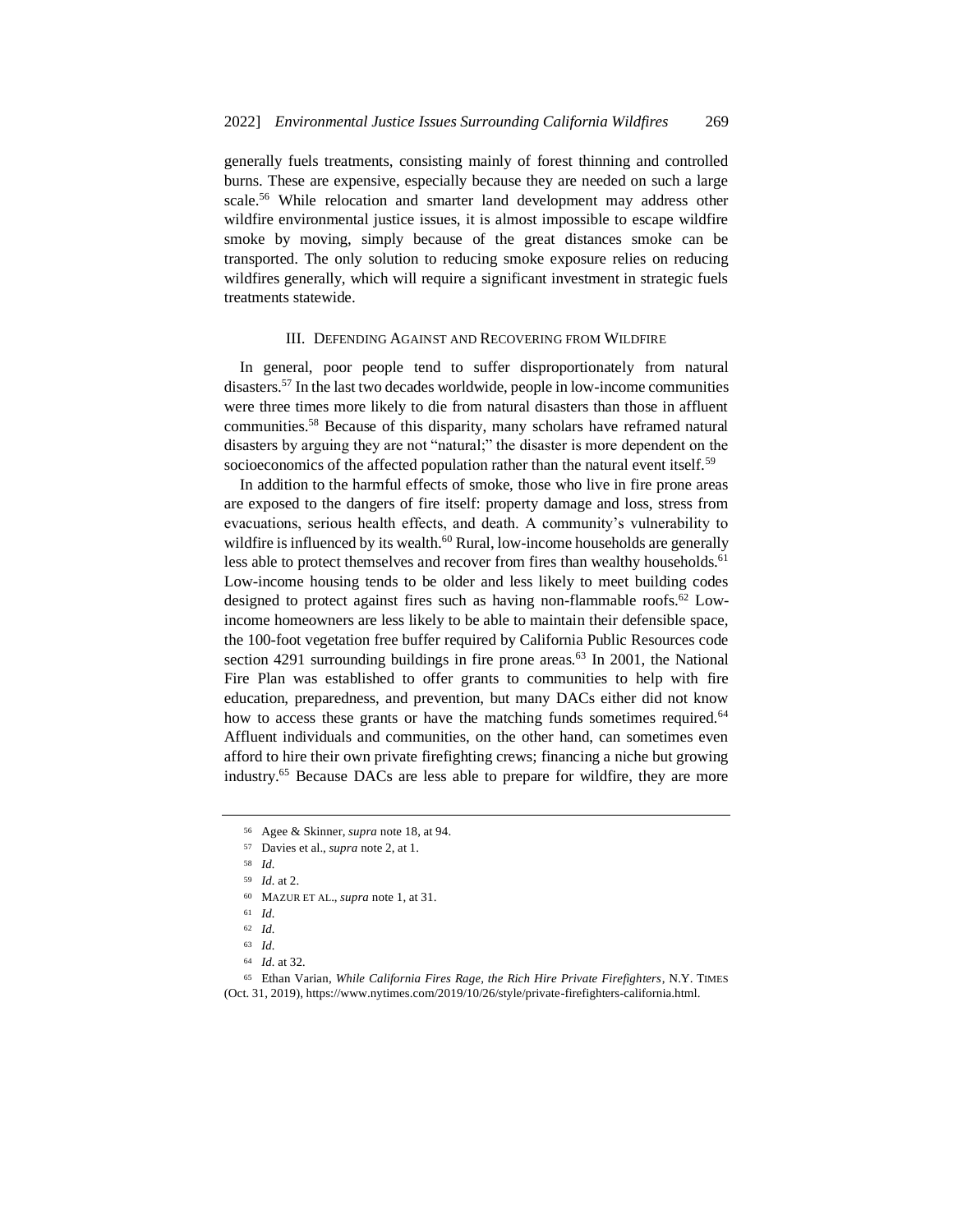generally fuels treatments, consisting mainly of forest thinning and controlled burns. These are expensive, especially because they are needed on such a large scale.[56] While relocation and smarter land development may address other wildfire environmental justice issues, it is almost impossible to escape wildfire smoke by moving, simply because of the great distances smoke can be transported. The only solution to reducing smoke exposure relies on reducing wildfires generally, which will require a significant investment in strategic fuels treatments statewide.

## III. Defending Against and Recovering from Wildfire

In general, poor people tend to suffer disproportionately from natural disasters.[57] In the last two decades worldwide, people in low-income communities were three times more likely to die from natural disasters than those in affluent communities.[58] Because of this disparity, many scholars have reframed natural disasters by arguing they are not "natural;" the disaster is more dependent on the socioeconomics of the affected population rather than the natural event itself.[59]

In addition to the harmful effects of smoke, those who live in fire prone areas are exposed to the dangers of fire itself: property damage and loss, stress from evacuations, serious health effects, and death. A community's vulnerability to wildfire is influenced by its wealth.[60] Rural, low-income households are generally less able to protect themselves and recover from fires than wealthy households.[61] Low-income housing tends to be older and less likely to meet building codes designed to protect against fires such as having non-flammable roofs.[62] Low-income homeowners are less likely to be able to maintain their defensible space, the 100-foot vegetation free buffer required by California Public Resources code section 4291 surrounding buildings in fire prone areas.[63] In 2001, the National Fire Plan was established to offer grants to communities to help with fire education, preparedness, and prevention, but many DACs either did not know how to access these grants or have the matching funds sometimes required.[64] Affluent individuals and communities, on the other hand, can sometimes even afford to hire their own private firefighting crews; financing a niche but growing industry.[65] Because DACs are less able to prepare for wildfire, they are more

---

56 Agee & Skinner, *supra* note 18, at 94.

57 Davies et al., *supra* note 2, at 1.

58 *Id.*

59 *Id.* at 2.

60 Mazur et al., *supra* note 1, at 31.

61 *Id.*

62 *Id.*

63 *Id.*

64 *Id.* at 32.

65 Ethan Varian, *While California Fires Rage, the Rich Hire Private Firefighters*, N.Y. Times (Oct. 31, 2019), https://www.nytimes.com/2019/10/26/style/private-firefighters-california.html.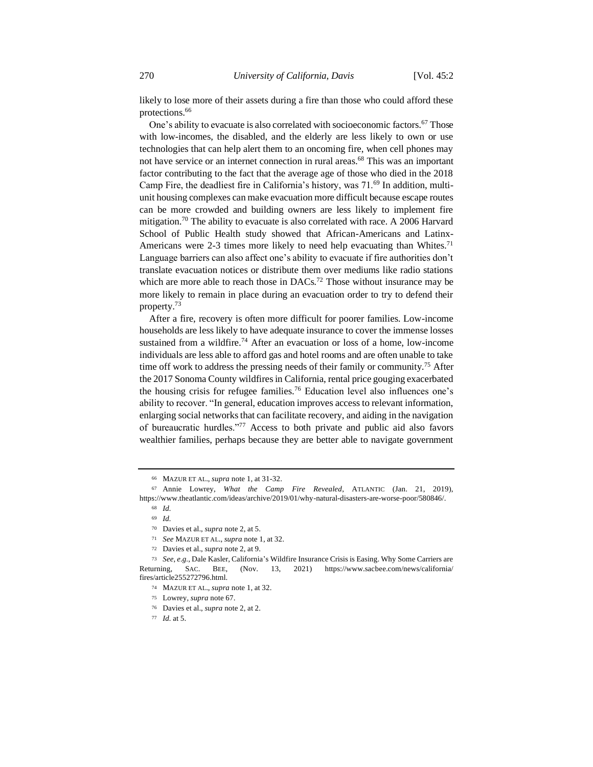likely to lose more of their assets during a fire than those who could afford these protections.[66]

One's ability to evacuate is also correlated with socioeconomic factors.[67] Those with low-incomes, the disabled, and the elderly are less likely to own or use technologies that can help alert them to an oncoming fire, when cell phones may not have service or an internet connection in rural areas.[68] This was an important factor contributing to the fact that the average age of those who died in the 2018 Camp Fire, the deadliest fire in California's history, was 71.[69] In addition, multi-unit housing complexes can make evacuation more difficult because escape routes can be more crowded and building owners are less likely to implement fire mitigation.[70] The ability to evacuate is also correlated with race. A 2006 Harvard School of Public Health study showed that African-Americans and Latinx-Americans were 2-3 times more likely to need help evacuating than Whites.[71] Language barriers can also affect one's ability to evacuate if fire authorities don't translate evacuation notices or distribute them over mediums like radio stations which are more able to reach those in DACs.[72] Those without insurance may be more likely to remain in place during an evacuation order to try to defend their property.[73]

After a fire, recovery is often more difficult for poorer families. Low-income households are less likely to have adequate insurance to cover the immense losses sustained from a wildfire.[74] After an evacuation or loss of a home, low-income individuals are less able to afford gas and hotel rooms and are often unable to take time off work to address the pressing needs of their family or community.[75] After the 2017 Sonoma County wildfires in California, rental price gouging exacerbated the housing crisis for refugee families.[76] Education level also influences one's ability to recover. "In general, education improves access to relevant information, enlarging social networks that can facilitate recovery, and aiding in the navigation of bureaucratic hurdles."[77] Access to both private and public aid also favors wealthier families, perhaps because they are better able to navigate government

---

[66] MAZUR ET AL., *supra* note 1, at 31-32.

[67] Annie Lowrey, *What the Camp Fire Revealed*, ATLANTIC (Jan. 21, 2019), https://www.theatlantic.com/ideas/archive/2019/01/why-natural-disasters-are-worse-poor/580846/.

[68] *Id.*

[69] *Id.*

[70] Davies et al., *supra* note 2, at 5.

[71] *See* MAZUR ET AL., *supra* note 1, at 32.

[72] Davies et al., *supra* note 2, at 9.

[73] *See, e.g.*, Dale Kasler, California's Wildfire Insurance Crisis is Easing. Why Some Carriers are Returning, SAC. BEE, (Nov. 13, 2021) https://www.sacbee.com/news/california/fires/article255272796.html.

[74] MAZUR ET AL., *supra* note 1, at 32.

[75] Lowrey, *supra* note 67.

[76] Davies et al., *supra* note 2, at 2.

[77] *Id.* at 5.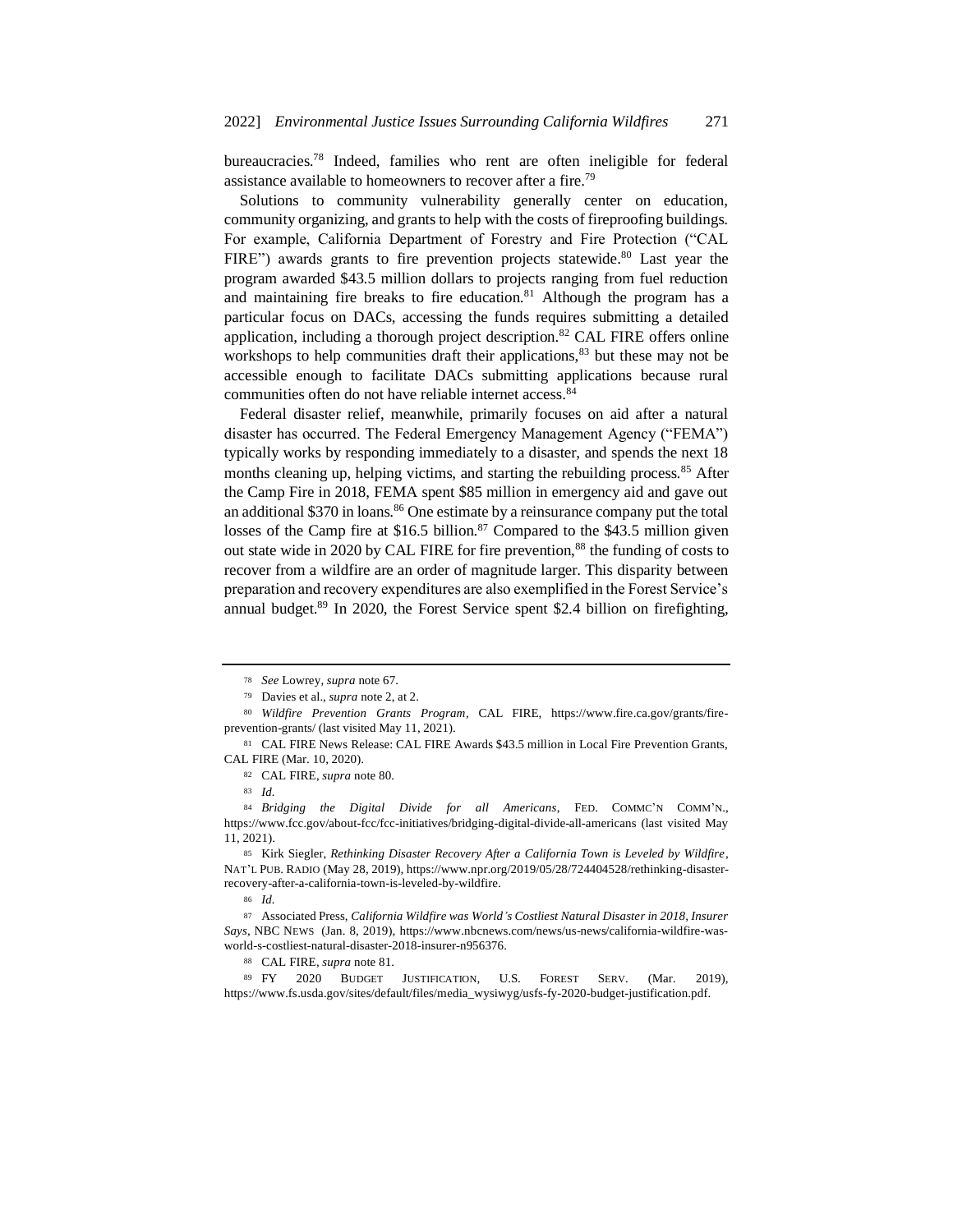bureaucracies.[78] Indeed, families who rent are often ineligible for federal assistance available to homeowners to recover after a fire.[79]

Solutions to community vulnerability generally center on education, community organizing, and grants to help with the costs of fireproofing buildings. For example, California Department of Forestry and Fire Protection ("CAL FIRE") awards grants to fire prevention projects statewide.[80] Last year the program awarded $43.5 million dollars to projects ranging from fuel reduction and maintaining fire breaks to fire education.[81] Although the program has a particular focus on DACs, accessing the funds requires submitting a detailed application, including a thorough project description.[82] CAL FIRE offers online workshops to help communities draft their applications,[83] but these may not be accessible enough to facilitate DACs submitting applications because rural communities often do not have reliable internet access.[84]

Federal disaster relief, meanwhile, primarily focuses on aid after a natural disaster has occurred. The Federal Emergency Management Agency ("FEMA") typically works by responding immediately to a disaster, and spends the next 18 months cleaning up, helping victims, and starting the rebuilding process.[85] After the Camp Fire in 2018, FEMA spent $85 million in emergency aid and gave out an additional $370 in loans.[86] One estimate by a reinsurance company put the total losses of the Camp fire at $16.5 billion.[87] Compared to the $43.5 million given out state wide in 2020 by CAL FIRE for fire prevention,[88] the funding of costs to recover from a wildfire are an order of magnitude larger. This disparity between preparation and recovery expenditures are also exemplified in the Forest Service's annual budget.[89] In 2020, the Forest Service spent $2.4 billion on firefighting,

---

[78] *See* Lowrey, *supra* note 67.

[79] Davies et al., *supra* note 2, at 2.

[80] *Wildfire Prevention Grants Program*, CAL FIRE, https://www.fire.ca.gov/grants/fire-prevention-grants/ (last visited May 11, 2021).

[81] CAL FIRE News Release: CAL FIRE Awards $43.5 million in Local Fire Prevention Grants, CAL FIRE (Mar. 10, 2020).

[82] CAL FIRE, *supra* note 80.

[83] *Id.*

[84] *Bridging the Digital Divide for all Americans*, FED. COMMC'N COMM'N., https://www.fcc.gov/about-fcc/fcc-initiatives/bridging-digital-divide-all-americans (last visited May 11, 2021).

[85] Kirk Siegler, *Rethinking Disaster Recovery After a California Town is Leveled by Wildfire*, NAT'L PUB. RADIO (May 28, 2019), https://www.npr.org/2019/05/28/724404528/rethinking-disaster-recovery-after-a-california-town-is-leveled-by-wildfire.

[86] *Id.*

[87] Associated Press, *California Wildfire was World's Costliest Natural Disaster in 2018, Insurer Says*, NBC NEWS (Jan. 8, 2019), https://www.nbcnews.com/news/us-news/california-wildfire-was-world-s-costliest-natural-disaster-2018-insurer-n956376.

[88] CAL FIRE, *supra* note 81.

[89] FY 2020 BUDGET JUSTIFICATION, U.S. FOREST SERV. (Mar. 2019), https://www.fs.usda.gov/sites/default/files/media_wysiwyg/usfs-fy-2020-budget-justification.pdf.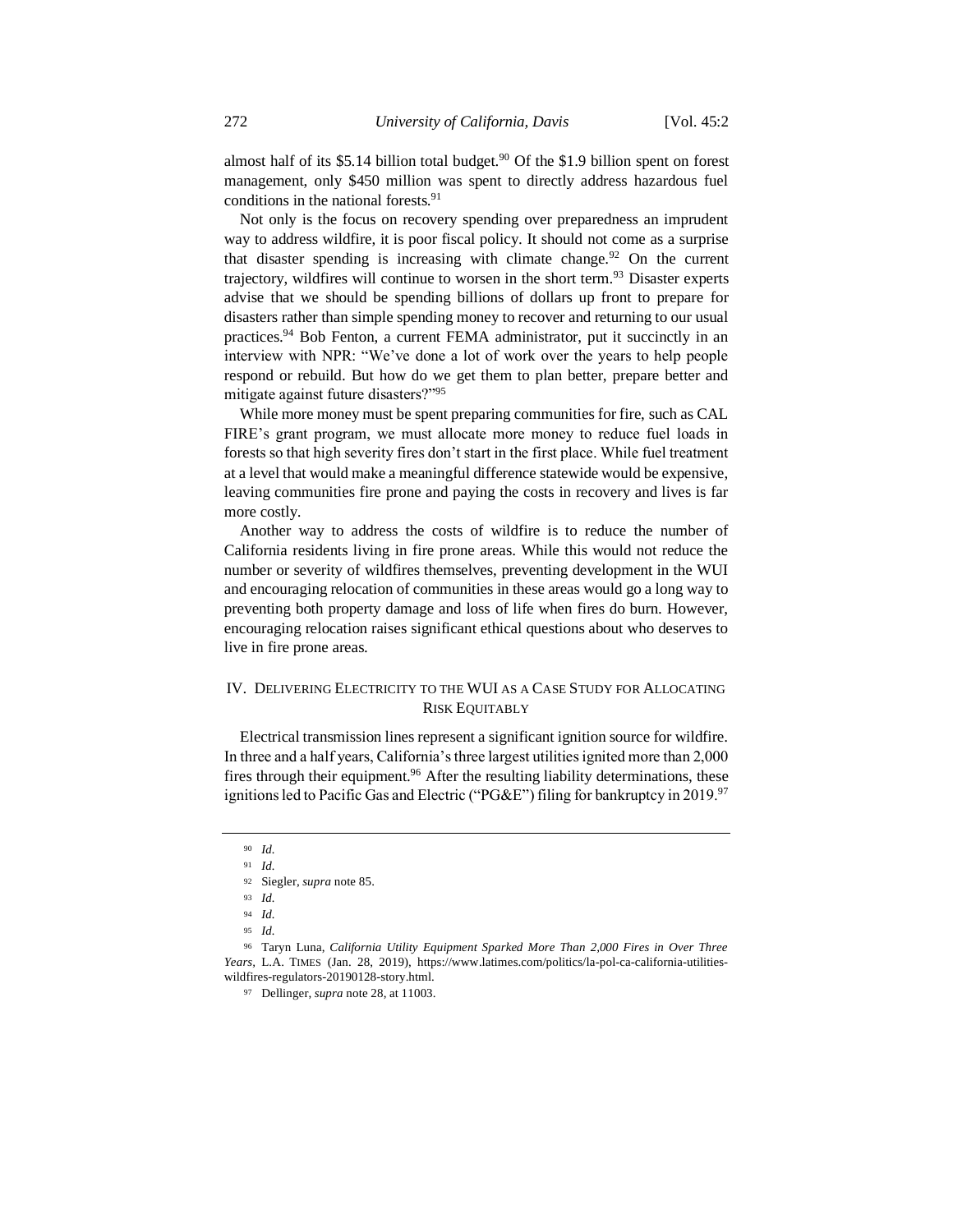almost half of its $5.14 billion total budget.[90] Of the $1.9 billion spent on forest management, only $450 million was spent to directly address hazardous fuel conditions in the national forests.[91]

Not only is the focus on recovery spending over preparedness an imprudent way to address wildfire, it is poor fiscal policy. It should not come as a surprise that disaster spending is increasing with climate change.[92] On the current trajectory, wildfires will continue to worsen in the short term.[93] Disaster experts advise that we should be spending billions of dollars up front to prepare for disasters rather than simple spending money to recover and returning to our usual practices.[94] Bob Fenton, a current FEMA administrator, put it succinctly in an interview with NPR: "We've done a lot of work over the years to help people respond or rebuild. But how do we get them to plan better, prepare better and mitigate against future disasters?"[95]

While more money must be spent preparing communities for fire, such as CAL FIRE's grant program, we must allocate more money to reduce fuel loads in forests so that high severity fires don't start in the first place. While fuel treatment at a level that would make a meaningful difference statewide would be expensive, leaving communities fire prone and paying the costs in recovery and lives is far more costly.

Another way to address the costs of wildfire is to reduce the number of California residents living in fire prone areas. While this would not reduce the number or severity of wildfires themselves, preventing development in the WUI and encouraging relocation of communities in these areas would go a long way to preventing both property damage and loss of life when fires do burn. However, encouraging relocation raises significant ethical questions about who deserves to live in fire prone areas.

## IV. Delivering Electricity to the WUI as a Case Study for Allocating Risk Equitably

Electrical transmission lines represent a significant ignition source for wildfire. In three and a half years, California's three largest utilities ignited more than 2,000 fires through their equipment.[96] After the resulting liability determinations, these ignitions led to Pacific Gas and Electric ("PG&E") filing for bankruptcy in 2019.[97]

---

[90] *Id.*

[91] *Id.*

[92] Siegler, *supra* note 85.

[93] *Id.*

[94] *Id.*

[95] *Id.*

[96] Taryn Luna, *California Utility Equipment Sparked More Than 2,000 Fires in Over Three Years*, L.A. Times (Jan. 28, 2019), https://www.latimes.com/politics/la-pol-ca-california-utilities-wildfires-regulators-20190128-story.html.

[97] Dellinger, *supra* note 28, at 11003.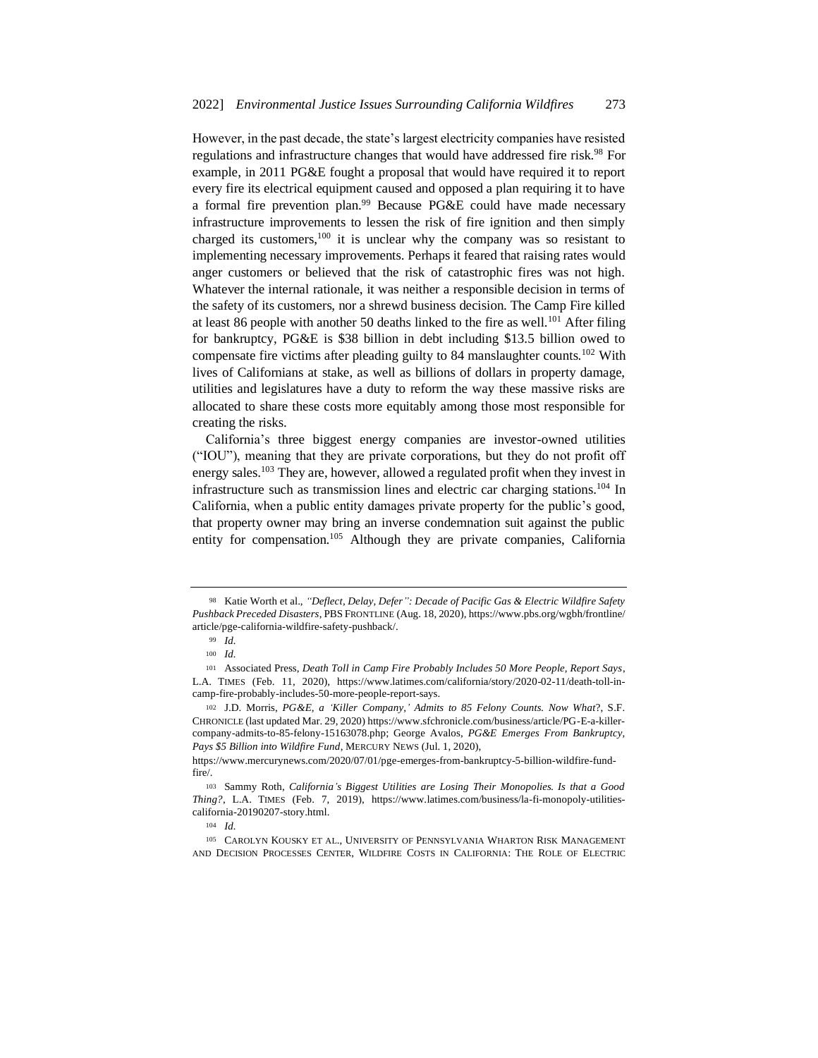However, in the past decade, the state's largest electricity companies have resisted regulations and infrastructure changes that would have addressed fire risk.[98] For example, in 2011 PG&E fought a proposal that would have required it to report every fire its electrical equipment caused and opposed a plan requiring it to have a formal fire prevention plan.[99] Because PG&E could have made necessary infrastructure improvements to lessen the risk of fire ignition and then simply charged its customers,[100] it is unclear why the company was so resistant to implementing necessary improvements. Perhaps it feared that raising rates would anger customers or believed that the risk of catastrophic fires was not high. Whatever the internal rationale, it was neither a responsible decision in terms of the safety of its customers, nor a shrewd business decision. The Camp Fire killed at least 86 people with another 50 deaths linked to the fire as well.[101] After filing for bankruptcy, PG&E is $38 billion in debt including $13.5 billion owed to compensate fire victims after pleading guilty to 84 manslaughter counts.[102] With lives of Californians at stake, as well as billions of dollars in property damage, utilities and legislatures have a duty to reform the way these massive risks are allocated to share these costs more equitably among those most responsible for creating the risks.

California's three biggest energy companies are investor-owned utilities ("IOU"), meaning that they are private corporations, but they do not profit off energy sales.[103] They are, however, allowed a regulated profit when they invest in infrastructure such as transmission lines and electric car charging stations.[104] In California, when a public entity damages private property for the public's good, that property owner may bring an inverse condemnation suit against the public entity for compensation.[105] Although they are private companies, California

---

[98] Katie Worth et al., *"Deflect, Delay, Defer": Decade of Pacific Gas & Electric Wildfire Safety Pushback Preceded Disasters*, PBS FRONTLINE (Aug. 18, 2020), https://www.pbs.org/wgbh/frontline/article/pge-california-wildfire-safety-pushback/.

[99] *Id.*

[100] *Id.*

[101] Associated Press, *Death Toll in Camp Fire Probably Includes 50 More People, Report Says*, L.A. TIMES (Feb. 11, 2020), https://www.latimes.com/california/story/2020-02-11/death-toll-in-camp-fire-probably-includes-50-more-people-report-says.

[102] J.D. Morris, *PG&E, a 'Killer Company,' Admits to 85 Felony Counts. Now What?*, S.F. CHRONICLE (last updated Mar. 29, 2020) https://www.sfchronicle.com/business/article/PG-E-a-killer-company-admits-to-85-felony-15163078.php; George Avalos, *PG&E Emerges From Bankruptcy, Pays $5 Billion into Wildfire Fund*, MERCURY NEWS (Jul. 1, 2020), https://www.mercurynews.com/2020/07/01/pge-emerges-from-bankruptcy-5-billion-wildfire-fund-fire/.

[103] Sammy Roth, *California's Biggest Utilities are Losing Their Monopolies. Is that a Good Thing?*, L.A. TIMES (Feb. 7, 2019), https://www.latimes.com/business/la-fi-monopoly-utilities-california-20190207-story.html.

[104] *Id.*

[105] CAROLYN KOUSKY ET AL., UNIVERSITY OF PENNSYLVANIA WHARTON RISK MANAGEMENT AND DECISION PROCESSES CENTER, WILDFIRE COSTS IN CALIFORNIA: THE ROLE OF ELECTRIC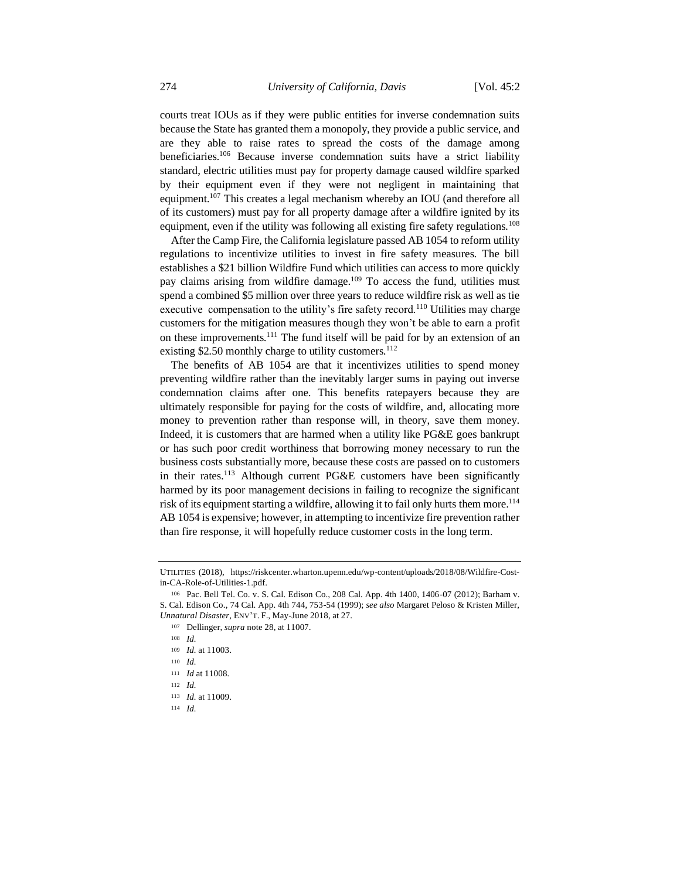courts treat IOUs as if they were public entities for inverse condemnation suits because the State has granted them a monopoly, they provide a public service, and are they able to raise rates to spread the costs of the damage among beneficiaries.[106] Because inverse condemnation suits have a strict liability standard, electric utilities must pay for property damage caused wildfire sparked by their equipment even if they were not negligent in maintaining that equipment.[107] This creates a legal mechanism whereby an IOU (and therefore all of its customers) must pay for all property damage after a wildfire ignited by its equipment, even if the utility was following all existing fire safety regulations.[108]

After the Camp Fire, the California legislature passed AB 1054 to reform utility regulations to incentivize utilities to invest in fire safety measures. The bill establishes a $21 billion Wildfire Fund which utilities can access to more quickly pay claims arising from wildfire damage.[109] To access the fund, utilities must spend a combined $5 million over three years to reduce wildfire risk as well as tie executive compensation to the utility's fire safety record.[110] Utilities may charge customers for the mitigation measures though they won't be able to earn a profit on these improvements.[111] The fund itself will be paid for by an extension of an existing $2.50 monthly charge to utility customers.[112]

The benefits of AB 1054 are that it incentivizes utilities to spend money preventing wildfire rather than the inevitably larger sums in paying out inverse condemnation claims after one. This benefits ratepayers because they are ultimately responsible for paying for the costs of wildfire, and, allocating more money to prevention rather than response will, in theory, save them money. Indeed, it is customers that are harmed when a utility like PG&E goes bankrupt or has such poor credit worthiness that borrowing money necessary to run the business costs substantially more, because these costs are passed on to customers in their rates.[113] Although current PG&E customers have been significantly harmed by its poor management decisions in failing to recognize the significant risk of its equipment starting a wildfire, allowing it to fail only hurts them more.[114] AB 1054 is expensive; however, in attempting to incentivize fire prevention rather than fire response, it will hopefully reduce customer costs in the long term.

---

UTILITIES (2018), https://riskcenter.wharton.upenn.edu/wp-content/uploads/2018/08/Wildfire-Cost-in-CA-Role-of-Utilities-1.pdf.

[106] Pac. Bell Tel. Co. v. S. Cal. Edison Co., 208 Cal. App. 4th 1400, 1406-07 (2012); Barham v. S. Cal. Edison Co., 74 Cal. App. 4th 744, 753-54 (1999); *see also* Margaret Peloso & Kristen Miller, *Unnatural Disaster*, ENV'T. F., May-June 2018, at 27.

[107] Dellinger, *supra* note 28, at 11007.

[108] *Id.*

[109] *Id.* at 11003.

[110] *Id.*

[111] *Id* at 11008.

[112] *Id.*

[113] *Id.* at 11009.

[114] *Id.*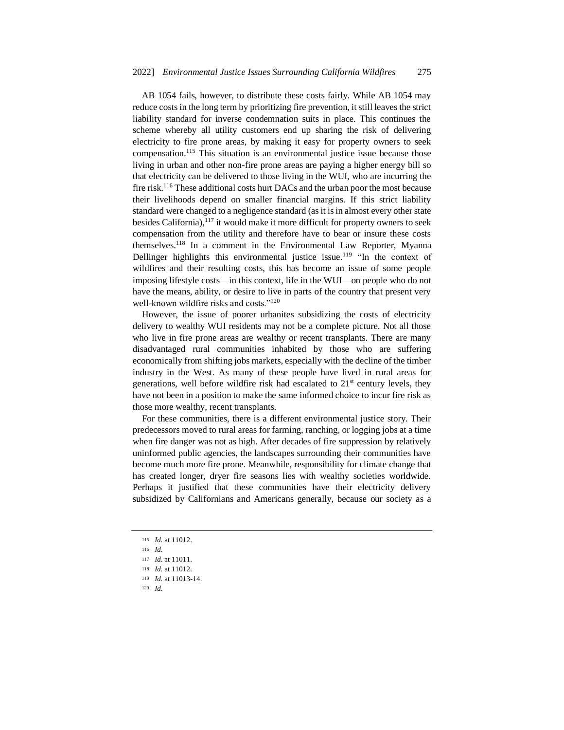AB 1054 fails, however, to distribute these costs fairly. While AB 1054 may reduce costs in the long term by prioritizing fire prevention, it still leaves the strict liability standard for inverse condemnation suits in place. This continues the scheme whereby all utility customers end up sharing the risk of delivering electricity to fire prone areas, by making it easy for property owners to seek compensation.[115] This situation is an environmental justice issue because those living in urban and other non-fire prone areas are paying a higher energy bill so that electricity can be delivered to those living in the WUI, who are incurring the fire risk.[116] These additional costs hurt DACs and the urban poor the most because their livelihoods depend on smaller financial margins. If this strict liability standard were changed to a negligence standard (as it is in almost every other state besides California),[117] it would make it more difficult for property owners to seek compensation from the utility and therefore have to bear or insure these costs themselves.[118] In a comment in the Environmental Law Reporter, Myanna Dellinger highlights this environmental justice issue.[119] "In the context of wildfires and their resulting costs, this has become an issue of some people imposing lifestyle costs—in this context, life in the WUI—on people who do not have the means, ability, or desire to live in parts of the country that present very well-known wildfire risks and costs."[120]

However, the issue of poorer urbanites subsidizing the costs of electricity delivery to wealthy WUI residents may not be a complete picture. Not all those who live in fire prone areas are wealthy or recent transplants. There are many disadvantaged rural communities inhabited by those who are suffering economically from shifting jobs markets, especially with the decline of the timber industry in the West. As many of these people have lived in rural areas for generations, well before wildfire risk had escalated to 21st century levels, they have not been in a position to make the same informed choice to incur fire risk as those more wealthy, recent transplants.

For these communities, there is a different environmental justice story. Their predecessors moved to rural areas for farming, ranching, or logging jobs at a time when fire danger was not as high. After decades of fire suppression by relatively uninformed public agencies, the landscapes surrounding their communities have become much more fire prone. Meanwhile, responsibility for climate change that has created longer, dryer fire seasons lies with wealthy societies worldwide. Perhaps it justified that these communities have their electricity delivery subsidized by Californians and Americans generally, because our society as a

---

115 *Id.* at 11012.

116 *Id.*

117 *Id.* at 11011.

118 *Id.* at 11012.

119 *Id.* at 11013-14.

120 *Id.*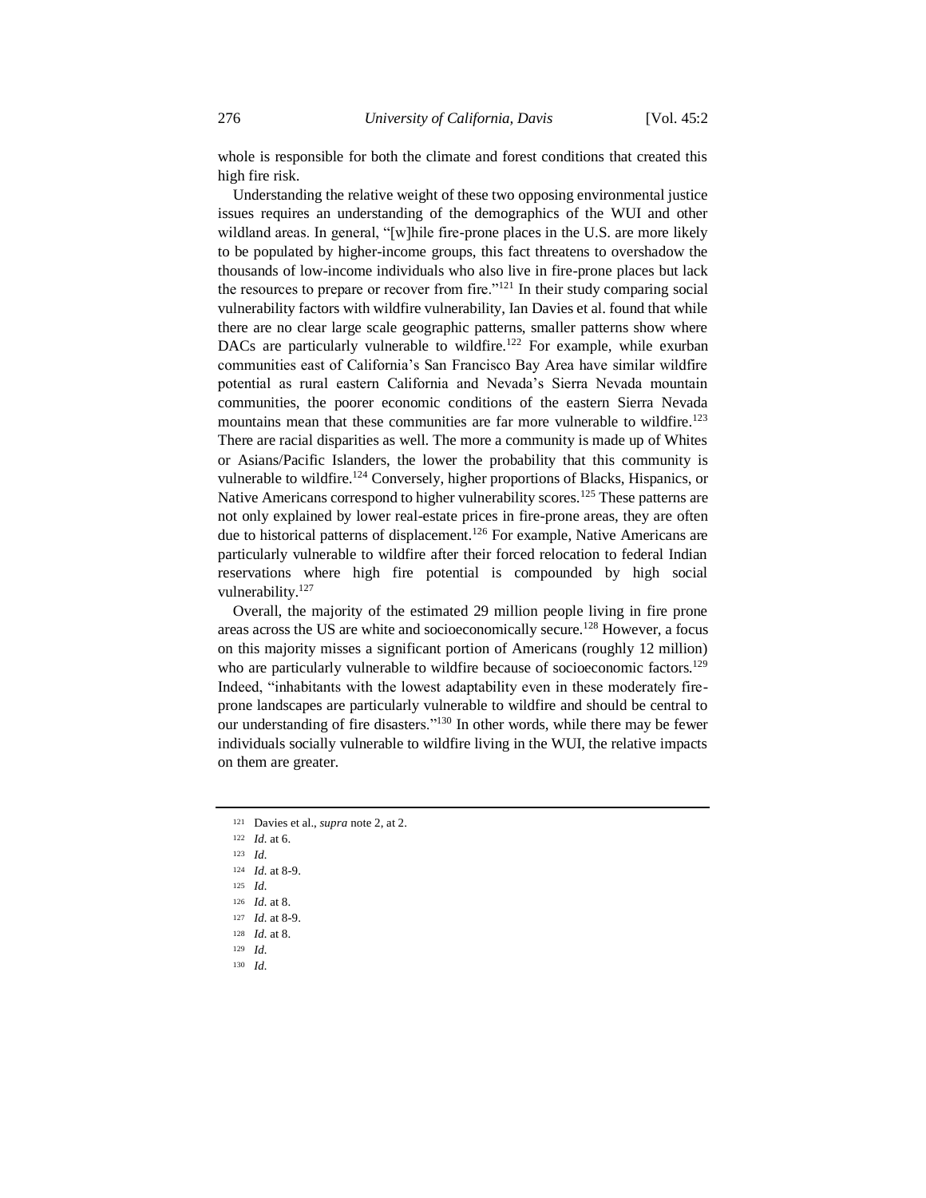whole is responsible for both the climate and forest conditions that created this high fire risk.

Understanding the relative weight of these two opposing environmental justice issues requires an understanding of the demographics of the WUI and other wildland areas. In general, "[w]hile fire-prone places in the U.S. are more likely to be populated by higher-income groups, this fact threatens to overshadow the thousands of low-income individuals who also live in fire-prone places but lack the resources to prepare or recover from fire."[121] In their study comparing social vulnerability factors with wildfire vulnerability, Ian Davies et al. found that while there are no clear large scale geographic patterns, smaller patterns show where DACs are particularly vulnerable to wildfire.[122] For example, while exurban communities east of California's San Francisco Bay Area have similar wildfire potential as rural eastern California and Nevada's Sierra Nevada mountain communities, the poorer economic conditions of the eastern Sierra Nevada mountains mean that these communities are far more vulnerable to wildfire.[123] There are racial disparities as well. The more a community is made up of Whites or Asians/Pacific Islanders, the lower the probability that this community is vulnerable to wildfire.[124] Conversely, higher proportions of Blacks, Hispanics, or Native Americans correspond to higher vulnerability scores.[125] These patterns are not only explained by lower real-estate prices in fire-prone areas, they are often due to historical patterns of displacement.[126] For example, Native Americans are particularly vulnerable to wildfire after their forced relocation to federal Indian reservations where high fire potential is compounded by high social vulnerability.[127]

Overall, the majority of the estimated 29 million people living in fire prone areas across the US are white and socioeconomically secure.[128] However, a focus on this majority misses a significant portion of Americans (roughly 12 million) who are particularly vulnerable to wildfire because of socioeconomic factors.[129] Indeed, "inhabitants with the lowest adaptability even in these moderately fire-prone landscapes are particularly vulnerable to wildfire and should be central to our understanding of fire disasters."[130] In other words, while there may be fewer individuals socially vulnerable to wildfire living in the WUI, the relative impacts on them are greater.

---

[121] Davies et al., *supra* note 2, at 2.

[122] *Id.* at 6.

[123] *Id.*

[124] *Id.* at 8-9.

[125] *Id.*

[126] *Id.* at 8.

[127] *Id.* at 8-9.

[128] *Id.* at 8.

[129] *Id.*

[130] *Id.*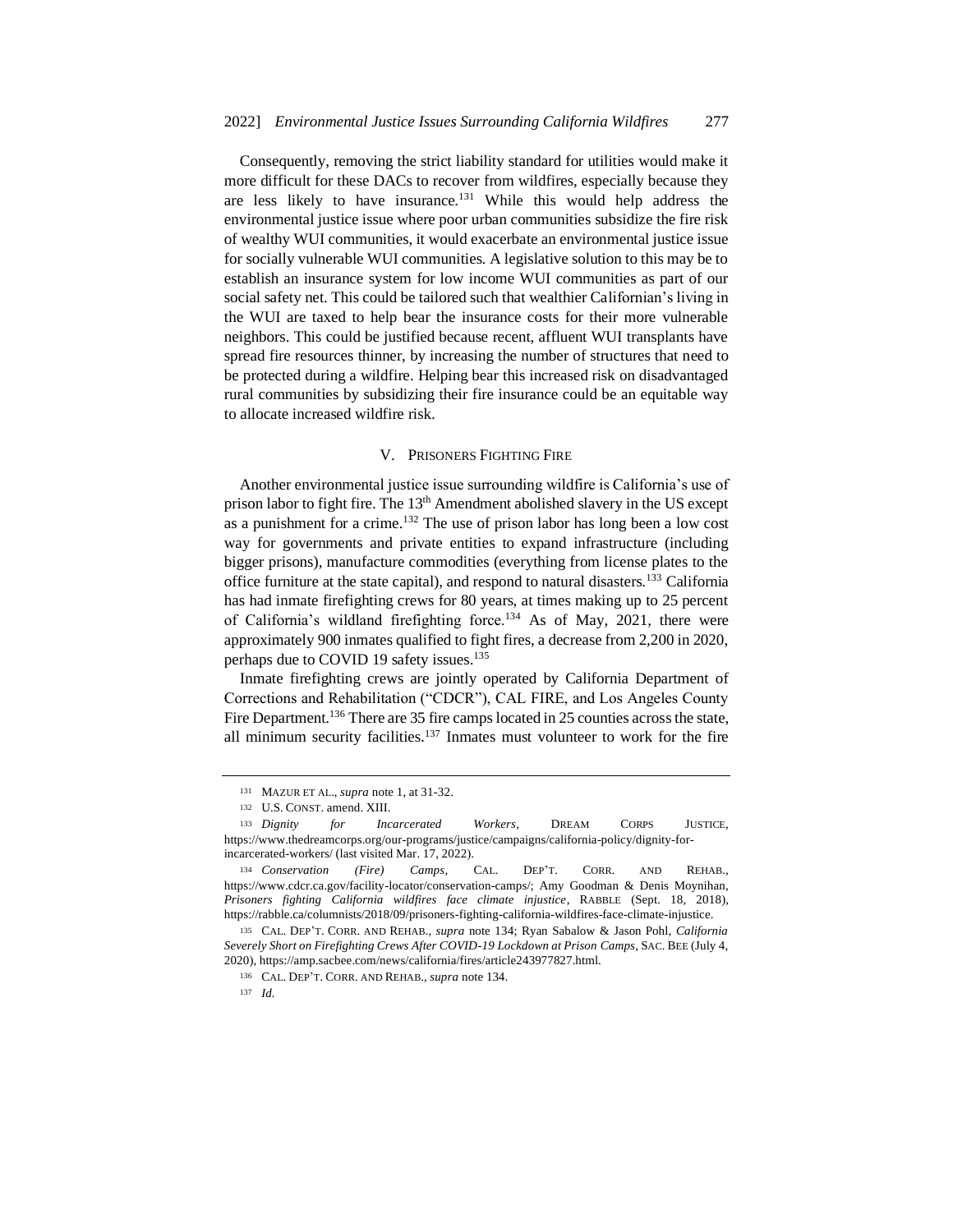Consequently, removing the strict liability standard for utilities would make it more difficult for these DACs to recover from wildfires, especially because they are less likely to have insurance.[131] While this would help address the environmental justice issue where poor urban communities subsidize the fire risk of wealthy WUI communities, it would exacerbate an environmental justice issue for socially vulnerable WUI communities. A legislative solution to this may be to establish an insurance system for low income WUI communities as part of our social safety net. This could be tailored such that wealthier Californian's living in the WUI are taxed to help bear the insurance costs for their more vulnerable neighbors. This could be justified because recent, affluent WUI transplants have spread fire resources thinner, by increasing the number of structures that need to be protected during a wildfire. Helping bear this increased risk on disadvantaged rural communities by subsidizing their fire insurance could be an equitable way to allocate increased wildfire risk.

## V. PRISONERS FIGHTING FIRE

Another environmental justice issue surrounding wildfire is California's use of prison labor to fight fire. The 13th Amendment abolished slavery in the US except as a punishment for a crime.[132] The use of prison labor has long been a low cost way for governments and private entities to expand infrastructure (including bigger prisons), manufacture commodities (everything from license plates to the office furniture at the state capital), and respond to natural disasters.[133] California has had inmate firefighting crews for 80 years, at times making up to 25 percent of California's wildland firefighting force.[134] As of May, 2021, there were approximately 900 inmates qualified to fight fires, a decrease from 2,200 in 2020, perhaps due to COVID 19 safety issues.[135]

Inmate firefighting crews are jointly operated by California Department of Corrections and Rehabilitation ("CDCR"), CAL FIRE, and Los Angeles County Fire Department.[136] There are 35 fire camps located in 25 counties across the state, all minimum security facilities.[137] Inmates must volunteer to work for the fire

---

[131] MAZUR ET AL., *supra* note 1, at 31-32.

[132] U.S. CONST. amend. XIII.

[133] *Dignity for Incarcerated Workers*, DREAM CORPS JUSTICE, https://www.thedreamcorps.org/our-programs/justice/campaigns/california-policy/dignity-for-incarcerated-workers/ (last visited Mar. 17, 2022).

[134] *Conservation (Fire) Camps*, CAL. DEP'T. CORR. AND REHAB., https://www.cdcr.ca.gov/facility-locator/conservation-camps/; Amy Goodman & Denis Moynihan, *Prisoners fighting California wildfires face climate injustice*, RABBLE (Sept. 18, 2018), https://rabble.ca/columnists/2018/09/prisoners-fighting-california-wildfires-face-climate-injustice.

[135] CAL. DEP'T. CORR. AND REHAB., *supra* note 134; Ryan Sabalow & Jason Pohl, *California Severely Short on Firefighting Crews After COVID-19 Lockdown at Prison Camps*, SAC. BEE (July 4, 2020), https://amp.sacbee.com/news/california/fires/article243977827.html.

[136] CAL. DEP'T. CORR. AND REHAB., *supra* note 134.

[137] *Id.*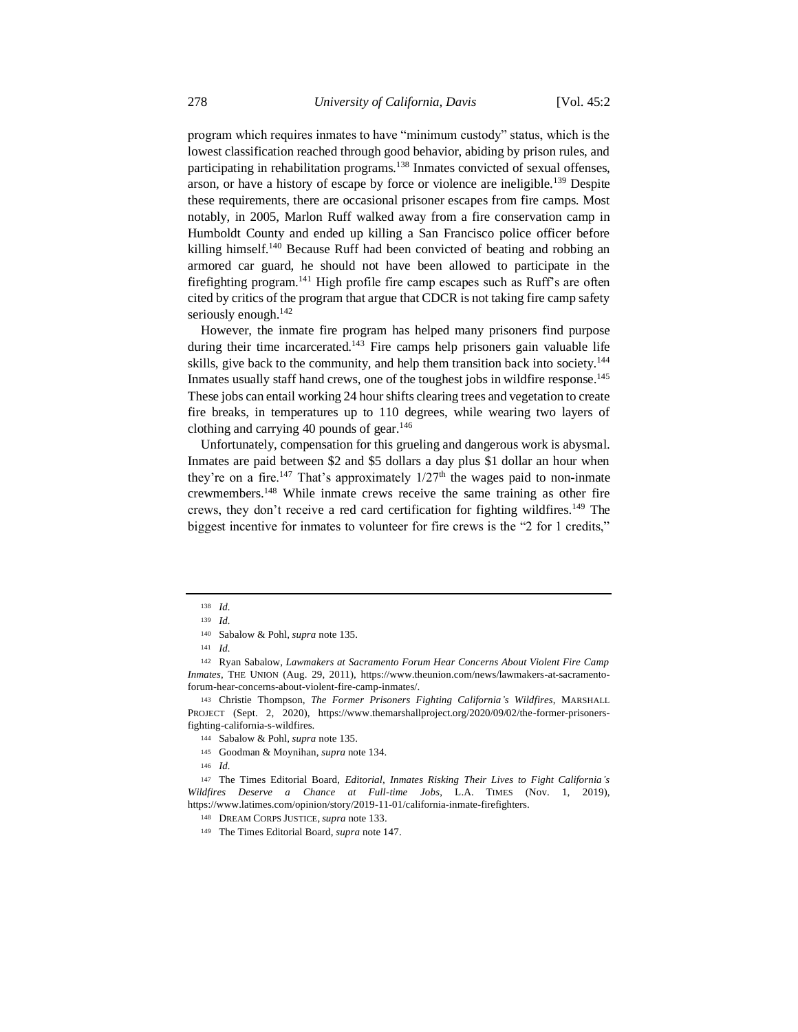program which requires inmates to have "minimum custody" status, which is the lowest classification reached through good behavior, abiding by prison rules, and participating in rehabilitation programs.[138] Inmates convicted of sexual offenses, arson, or have a history of escape by force or violence are ineligible.[139] Despite these requirements, there are occasional prisoner escapes from fire camps. Most notably, in 2005, Marlon Ruff walked away from a fire conservation camp in Humboldt County and ended up killing a San Francisco police officer before killing himself.[140] Because Ruff had been convicted of beating and robbing an armored car guard, he should not have been allowed to participate in the firefighting program.[141] High profile fire camp escapes such as Ruff's are often cited by critics of the program that argue that CDCR is not taking fire camp safety seriously enough.[142]

However, the inmate fire program has helped many prisoners find purpose during their time incarcerated.[143] Fire camps help prisoners gain valuable life skills, give back to the community, and help them transition back into society.[144] Inmates usually staff hand crews, one of the toughest jobs in wildfire response.[145] These jobs can entail working 24 hour shifts clearing trees and vegetation to create fire breaks, in temperatures up to 110 degrees, while wearing two layers of clothing and carrying 40 pounds of gear.[146]

Unfortunately, compensation for this grueling and dangerous work is abysmal. Inmates are paid between $2 and $5 dollars a day plus $1 dollar an hour when they're on a fire.[147] That's approximately 1/27th the wages paid to non-inmate crewmembers.[148] While inmate crews receive the same training as other fire crews, they don't receive a red card certification for fighting wildfires.[149] The biggest incentive for inmates to volunteer for fire crews is the "2 for 1 credits,"

---

[138] *Id.*

[139] *Id.*

[140] Sabalow & Pohl, *supra* note 135.

[141] *Id.*

[142] Ryan Sabalow, *Lawmakers at Sacramento Forum Hear Concerns About Violent Fire Camp Inmates*, THE UNION (Aug. 29, 2011), https://www.theunion.com/news/lawmakers-at-sacramento-forum-hear-concerns-about-violent-fire-camp-inmates/.

[143] Christie Thompson, *The Former Prisoners Fighting California's Wildfires*, MARSHALL PROJECT (Sept. 2, 2020), https://www.themarshallproject.org/2020/09/02/the-former-prisoners-fighting-california-s-wildfires.

[144] Sabalow & Pohl, *supra* note 135.

[145] Goodman & Moynihan, *supra* note 134.

[146] *Id.*

[147] The Times Editorial Board, *Editorial, Inmates Risking Their Lives to Fight California's Wildfires Deserve a Chance at Full-time Jobs*, L.A. TIMES (Nov. 1, 2019), https://www.latimes.com/opinion/story/2019-11-01/california-inmate-firefighters.

[148] DREAM CORPS JUSTICE, *supra* note 133.

[149] The Times Editorial Board, *supra* note 147.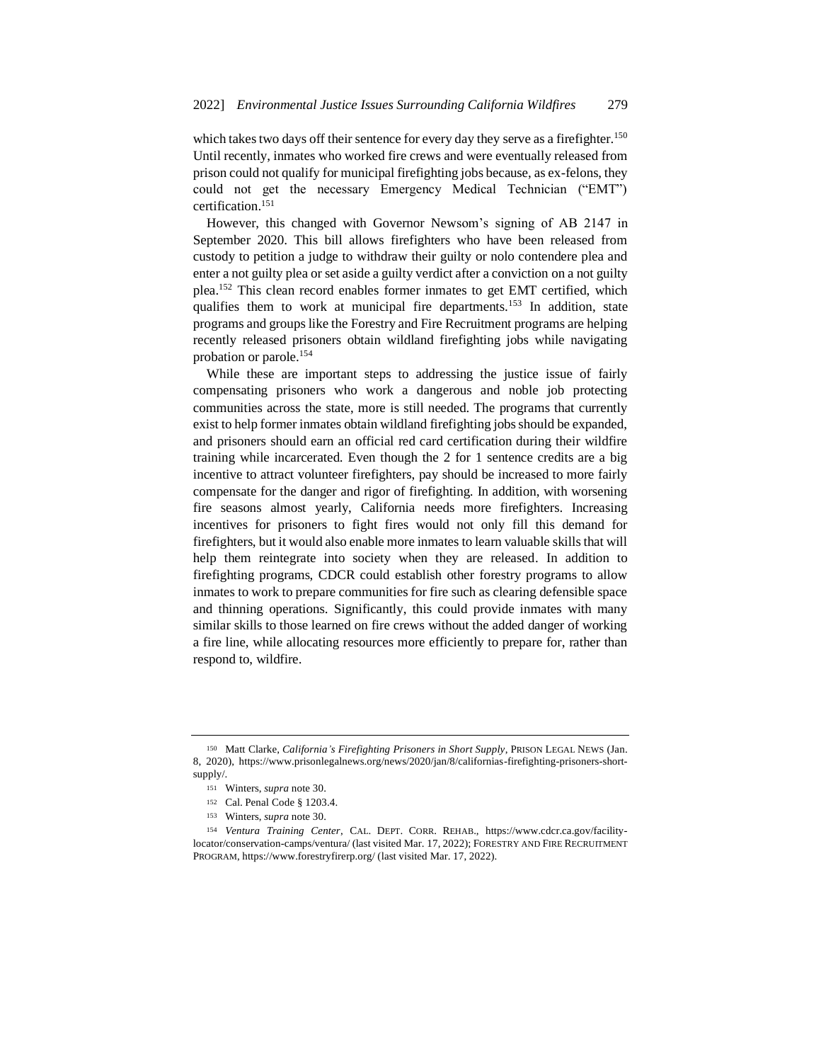which takes two days off their sentence for every day they serve as a firefighter.[150] Until recently, inmates who worked fire crews and were eventually released from prison could not qualify for municipal firefighting jobs because, as ex-felons, they could not get the necessary Emergency Medical Technician ("EMT") certification.[151]

However, this changed with Governor Newsom's signing of AB 2147 in September 2020. This bill allows firefighters who have been released from custody to petition a judge to withdraw their guilty or nolo contendere plea and enter a not guilty plea or set aside a guilty verdict after a conviction on a not guilty plea.[152] This clean record enables former inmates to get EMT certified, which qualifies them to work at municipal fire departments.[153] In addition, state programs and groups like the Forestry and Fire Recruitment programs are helping recently released prisoners obtain wildland firefighting jobs while navigating probation or parole.[154]

While these are important steps to addressing the justice issue of fairly compensating prisoners who work a dangerous and noble job protecting communities across the state, more is still needed. The programs that currently exist to help former inmates obtain wildland firefighting jobs should be expanded, and prisoners should earn an official red card certification during their wildfire training while incarcerated. Even though the 2 for 1 sentence credits are a big incentive to attract volunteer firefighters, pay should be increased to more fairly compensate for the danger and rigor of firefighting. In addition, with worsening fire seasons almost yearly, California needs more firefighters. Increasing incentives for prisoners to fight fires would not only fill this demand for firefighters, but it would also enable more inmates to learn valuable skills that will help them reintegrate into society when they are released. In addition to firefighting programs, CDCR could establish other forestry programs to allow inmates to work to prepare communities for fire such as clearing defensible space and thinning operations. Significantly, this could provide inmates with many similar skills to those learned on fire crews without the added danger of working a fire line, while allocating resources more efficiently to prepare for, rather than respond to, wildfire.

---

[150] Matt Clarke, *California's Firefighting Prisoners in Short Supply*, PRISON LEGAL NEWS (Jan. 8, 2020), https://www.prisonlegalnews.org/news/2020/jan/8/californias-firefighting-prisoners-short-supply/.

[151] Winters, *supra* note 30.

[152] Cal. Penal Code § 1203.4.

[153] Winters, *supra* note 30.

[154] *Ventura Training Center*, CAL. DEPT. CORR. REHAB., https://www.cdcr.ca.gov/facility-locator/conservation-camps/ventura/ (last visited Mar. 17, 2022); FORESTRY AND FIRE RECRUITMENT PROGRAM, https://www.forestryfirerp.org/ (last visited Mar. 17, 2022).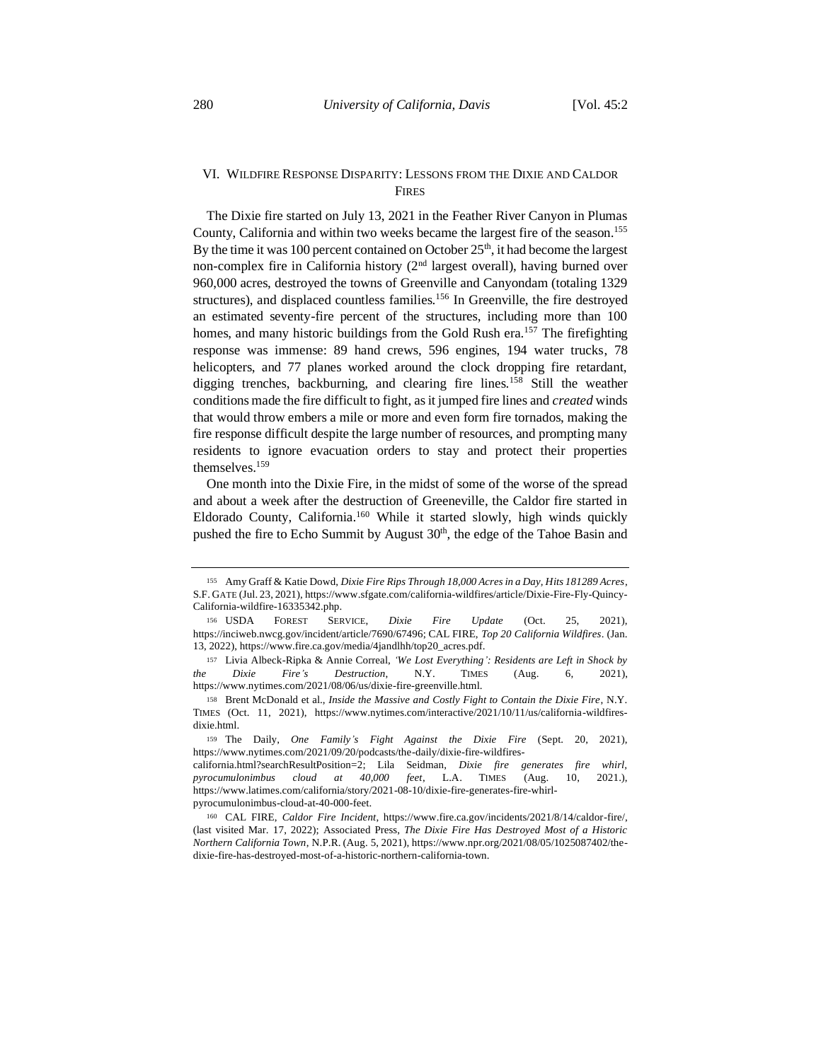## VI. Wildfire Response Disparity: Lessons from the Dixie and Caldor Fires

The Dixie fire started on July 13, 2021 in the Feather River Canyon in Plumas County, California and within two weeks became the largest fire of the season.[155] By the time it was 100 percent contained on October 25th, it had become the largest non-complex fire in California history (2nd largest overall), having burned over 960,000 acres, destroyed the towns of Greenville and Canyondam (totaling 1329 structures), and displaced countless families.[156] In Greenville, the fire destroyed an estimated seventy-fire percent of the structures, including more than 100 homes, and many historic buildings from the Gold Rush era.[157] The firefighting response was immense: 89 hand crews, 596 engines, 194 water trucks, 78 helicopters, and 77 planes worked around the clock dropping fire retardant, digging trenches, backburning, and clearing fire lines.[158] Still the weather conditions made the fire difficult to fight, as it jumped fire lines and *created* winds that would throw embers a mile or more and even form fire tornados, making the fire response difficult despite the large number of resources, and prompting many residents to ignore evacuation orders to stay and protect their properties themselves.[159]

One month into the Dixie Fire, in the midst of some of the worse of the spread and about a week after the destruction of Greeneville, the Caldor fire started in Eldorado County, California.[160] While it started slowly, high winds quickly pushed the fire to Echo Summit by August 30th, the edge of the Tahoe Basin and

---

155 Amy Graff & Katie Dowd, *Dixie Fire Rips Through 18,000 Acres in a Day, Hits 181289 Acres*, S.F. GATE (Jul. 23, 2021), https://www.sfgate.com/california-wildfires/article/Dixie-Fire-Fly-Quincy-California-wildfire-16335342.php.

156 USDA FOREST SERVICE, *Dixie Fire Update* (Oct. 25, 2021), https://inciweb.nwcg.gov/incident/article/7690/67496; CAL FIRE, *Top 20 California Wildfires*. (Jan. 13, 2022), https://www.fire.ca.gov/media/4jandlhh/top20_acres.pdf.

157 Livia Albeck-Ripka & Annie Correal, *'We Lost Everything': Residents are Left in Shock by the Dixie Fire's Destruction*, N.Y. TIMES (Aug. 6, 2021), https://www.nytimes.com/2021/08/06/us/dixie-fire-greenville.html.

158 Brent McDonald et al., *Inside the Massive and Costly Fight to Contain the Dixie Fire*, N.Y. TIMES (Oct. 11, 2021), https://www.nytimes.com/interactive/2021/10/11/us/california-wildfires-dixie.html.

159 The Daily, *One Family's Fight Against the Dixie Fire* (Sept. 20, 2021), https://www.nytimes.com/2021/09/20/podcasts/the-daily/dixie-fire-wildfires-california.html?searchResultPosition=2; Lila Seidman, *Dixie fire generates fire whirl, pyrocumulonimbus cloud at 40,000 feet*, L.A. TIMES (Aug. 10, 2021.), https://www.latimes.com/california/story/2021-08-10/dixie-fire-generates-fire-whirl-pyrocumulonimbus-cloud-at-40-000-feet.

160 CAL FIRE, *Caldor Fire Incident*, https://www.fire.ca.gov/incidents/2021/8/14/caldor-fire/, (last visited Mar. 17, 2022); Associated Press, *The Dixie Fire Has Destroyed Most of a Historic Northern California Town*, N.P.R. (Aug. 5, 2021), https://www.npr.org/2021/08/05/1025087402/the-dixie-fire-has-destroyed-most-of-a-historic-northern-california-town.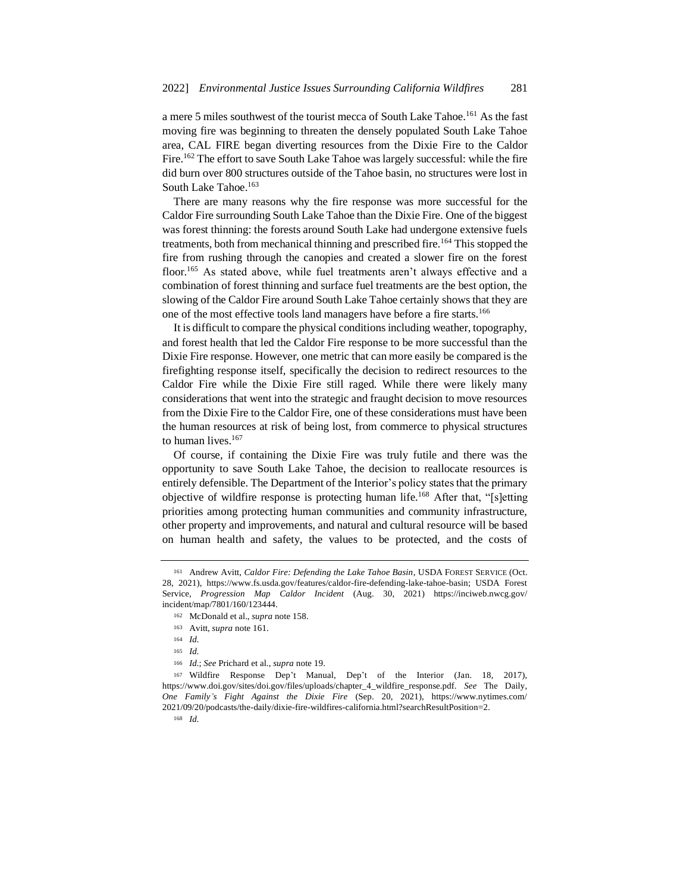a mere 5 miles southwest of the tourist mecca of South Lake Tahoe.[161] As the fast moving fire was beginning to threaten the densely populated South Lake Tahoe area, CAL FIRE began diverting resources from the Dixie Fire to the Caldor Fire.[162] The effort to save South Lake Tahoe was largely successful: while the fire did burn over 800 structures outside of the Tahoe basin, no structures were lost in South Lake Tahoe.[163]

There are many reasons why the fire response was more successful for the Caldor Fire surrounding South Lake Tahoe than the Dixie Fire. One of the biggest was forest thinning: the forests around South Lake had undergone extensive fuels treatments, both from mechanical thinning and prescribed fire.[164] This stopped the fire from rushing through the canopies and created a slower fire on the forest floor.[165] As stated above, while fuel treatments aren't always effective and a combination of forest thinning and surface fuel treatments are the best option, the slowing of the Caldor Fire around South Lake Tahoe certainly shows that they are one of the most effective tools land managers have before a fire starts.[166]

It is difficult to compare the physical conditions including weather, topography, and forest health that led the Caldor Fire response to be more successful than the Dixie Fire response. However, one metric that can more easily be compared is the firefighting response itself, specifically the decision to redirect resources to the Caldor Fire while the Dixie Fire still raged. While there were likely many considerations that went into the strategic and fraught decision to move resources from the Dixie Fire to the Caldor Fire, one of these considerations must have been the human resources at risk of being lost, from commerce to physical structures to human lives.[167]

Of course, if containing the Dixie Fire was truly futile and there was the opportunity to save South Lake Tahoe, the decision to reallocate resources is entirely defensible. The Department of the Interior's policy states that the primary objective of wildfire response is protecting human life.[168] After that, "[s]etting priorities among protecting human communities and community infrastructure, other property and improvements, and natural and cultural resource will be based on human health and safety, the values to be protected, and the costs of

---

[161] Andrew Avitt, *Caldor Fire: Defending the Lake Tahoe Basin*, USDA FOREST SERVICE (Oct. 28, 2021), https://www.fs.usda.gov/features/caldor-fire-defending-lake-tahoe-basin; USDA Forest Service, *Progression Map Caldor Incident* (Aug. 30, 2021) https://inciweb.nwcg.gov/incident/map/7801/160/123444.

[162] McDonald et al., *supra* note 158.

[163] Avitt, *supra* note 161.

[164] *Id.*

[165] *Id.*

[166] *Id.*; *See* Prichard et al., *supra* note 19.

[167] Wildfire Response Dep't Manual, Dep't of the Interior (Jan. 18, 2017), https://www.doi.gov/sites/doi.gov/files/uploads/chapter_4_wildfire_response.pdf. *See* The Daily, *One Family's Fight Against the Dixie Fire* (Sep. 20, 2021), https://www.nytimes.com/2021/09/20/podcasts/the-daily/dixie-fire-wildfires-california.html?searchResultPosition=2.

[168] *Id.*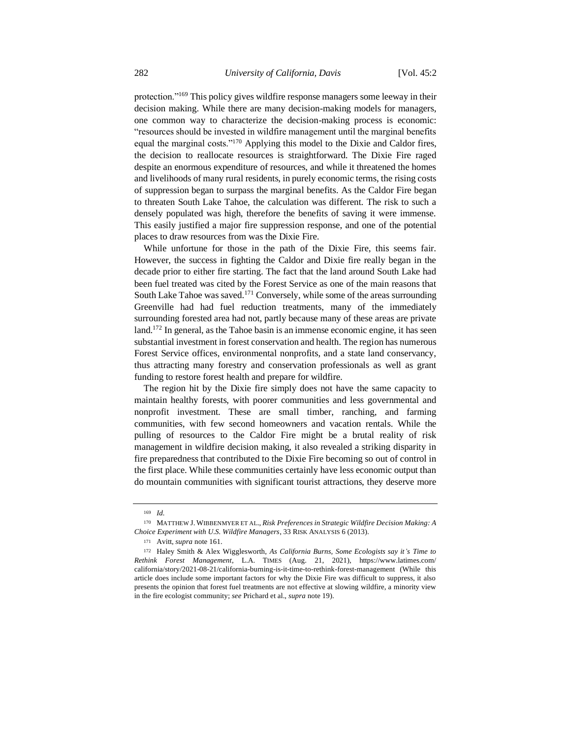protection."[169] This policy gives wildfire response managers some leeway in their decision making. While there are many decision-making models for managers, one common way to characterize the decision-making process is economic: "resources should be invested in wildfire management until the marginal benefits equal the marginal costs."[170] Applying this model to the Dixie and Caldor fires, the decision to reallocate resources is straightforward. The Dixie Fire raged despite an enormous expenditure of resources, and while it threatened the homes and livelihoods of many rural residents, in purely economic terms, the rising costs of suppression began to surpass the marginal benefits. As the Caldor Fire began to threaten South Lake Tahoe, the calculation was different. The risk to such a densely populated was high, therefore the benefits of saving it were immense. This easily justified a major fire suppression response, and one of the potential places to draw resources from was the Dixie Fire.

While unfortune for those in the path of the Dixie Fire, this seems fair. However, the success in fighting the Caldor and Dixie fire really began in the decade prior to either fire starting. The fact that the land around South Lake had been fuel treated was cited by the Forest Service as one of the main reasons that South Lake Tahoe was saved.[171] Conversely, while some of the areas surrounding Greenville had had fuel reduction treatments, many of the immediately surrounding forested area had not, partly because many of these areas are private land.[172] In general, as the Tahoe basin is an immense economic engine, it has seen substantial investment in forest conservation and health. The region has numerous Forest Service offices, environmental nonprofits, and a state land conservancy, thus attracting many forestry and conservation professionals as well as grant funding to restore forest health and prepare for wildfire.

The region hit by the Dixie fire simply does not have the same capacity to maintain healthy forests, with poorer communities and less governmental and nonprofit investment. These are small timber, ranching, and farming communities, with few second homeowners and vacation rentals. While the pulling of resources to the Caldor Fire might be a brutal reality of risk management in wildfire decision making, it also revealed a striking disparity in fire preparedness that contributed to the Dixie Fire becoming so out of control in the first place. While these communities certainly have less economic output than do mountain communities with significant tourist attractions, they deserve more

---

[169] *Id.*

[170] MATTHEW J. WIBBENMYER ET AL., *Risk Preferences in Strategic Wildfire Decision Making: A Choice Experiment with U.S. Wildfire Managers*, 33 RISK ANALYSIS 6 (2013).

[171] Avitt, *supra* note 161.

[172] Haley Smith & Alex Wigglesworth, *As California Burns, Some Ecologists say it's Time to Rethink Forest Management*, L.A. TIMES (Aug. 21, 2021), https://www.latimes.com/california/story/2021-08-21/california-burning-is-it-time-to-rethink-forest-management (While this article does include some important factors for why the Dixie Fire was difficult to suppress, it also presents the opinion that forest fuel treatments are not effective at slowing wildfire, a minority view in the fire ecologist community; *see* Prichard et al., *supra* note 19).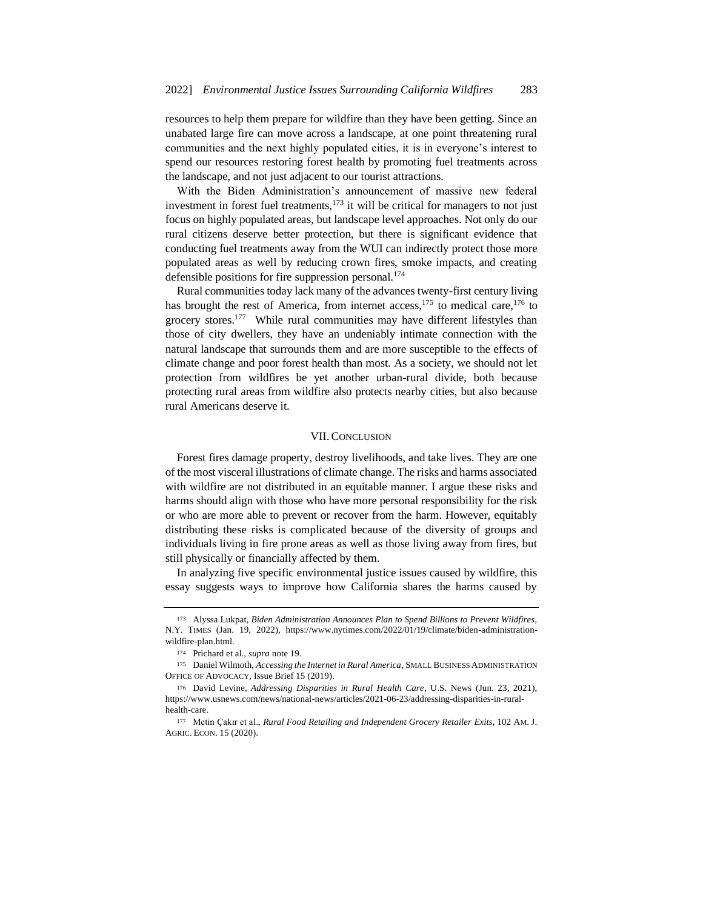resources to help them prepare for wildfire than they have been getting. Since an unabated large fire can move across a landscape, at one point threatening rural communities and the next highly populated cities, it is in everyone's interest to spend our resources restoring forest health by promoting fuel treatments across the landscape, and not just adjacent to our tourist attractions.

With the Biden Administration's announcement of massive new federal investment in forest fuel treatments,[173] it will be critical for managers to not just focus on highly populated areas, but landscape level approaches. Not only do our rural citizens deserve better protection, but there is significant evidence that conducting fuel treatments away from the WUI can indirectly protect those more populated areas as well by reducing crown fires, smoke impacts, and creating defensible positions for fire suppression personal.[174]

Rural communities today lack many of the advances twenty-first century living has brought the rest of America, from internet access,[175] to medical care,[176] to grocery stores.[177] While rural communities may have different lifestyles than those of city dwellers, they have an undeniably intimate connection with the natural landscape that surrounds them and are more susceptible to the effects of climate change and poor forest health than most. As a society, we should not let protection from wildfires be yet another urban-rural divide, both because protecting rural areas from wildfire also protects nearby cities, but also because rural Americans deserve it.

## VII. CONCLUSION

Forest fires damage property, destroy livelihoods, and take lives. They are one of the most visceral illustrations of climate change. The risks and harms associated with wildfire are not distributed in an equitable manner. I argue these risks and harms should align with those who have more personal responsibility for the risk or who are more able to prevent or recover from the harm. However, equitably distributing these risks is complicated because of the diversity of groups and individuals living in fire prone areas as well as those living away from fires, but still physically or financially affected by them.

In analyzing five specific environmental justice issues caused by wildfire, this essay suggests ways to improve how California shares the harms caused by

---

[173] Alyssa Lukpat, *Biden Administration Announces Plan to Spend Billions to Prevent Wildfires*, N.Y. TIMES (Jan. 19, 2022), https://www.nytimes.com/2022/01/19/climate/biden-administration-wildfire-plan.html.

[174] Prichard et al., *supra* note 19.

[175] Daniel Wilmoth, *Accessing the Internet in Rural America*, SMALL BUSINESS ADMINISTRATION OFFICE OF ADVOCACY, Issue Brief 15 (2019).

[176] David Levine, *Addressing Disparities in Rural Health Care*, U.S. News (Jun. 23, 2021), https://www.usnews.com/news/national-news/articles/2021-06-23/addressing-disparities-in-rural-health-care.

[177] Metin Çakır et al., *Rural Food Retailing and Independent Grocery Retailer Exits*, 102 AM. J. AGRIC. ECON. 15 (2020).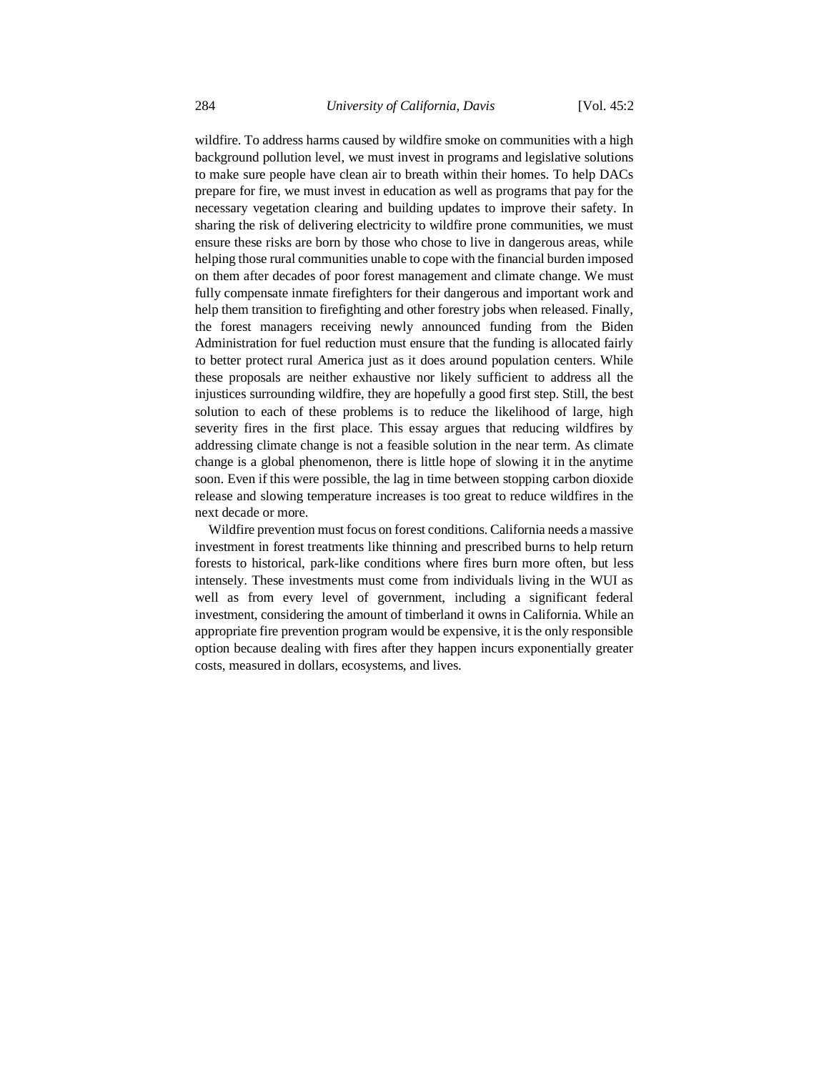wildfire. To address harms caused by wildfire smoke on communities with a high background pollution level, we must invest in programs and legislative solutions to make sure people have clean air to breath within their homes. To help DACs prepare for fire, we must invest in education as well as programs that pay for the necessary vegetation clearing and building updates to improve their safety. In sharing the risk of delivering electricity to wildfire prone communities, we must ensure these risks are born by those who chose to live in dangerous areas, while helping those rural communities unable to cope with the financial burden imposed on them after decades of poor forest management and climate change. We must fully compensate inmate firefighters for their dangerous and important work and help them transition to firefighting and other forestry jobs when released. Finally, the forest managers receiving newly announced funding from the Biden Administration for fuel reduction must ensure that the funding is allocated fairly to better protect rural America just as it does around population centers. While these proposals are neither exhaustive nor likely sufficient to address all the injustices surrounding wildfire, they are hopefully a good first step. Still, the best solution to each of these problems is to reduce the likelihood of large, high severity fires in the first place. This essay argues that reducing wildfires by addressing climate change is not a feasible solution in the near term. As climate change is a global phenomenon, there is little hope of slowing it in the anytime soon. Even if this were possible, the lag in time between stopping carbon dioxide release and slowing temperature increases is too great to reduce wildfires in the next decade or more.

Wildfire prevention must focus on forest conditions. California needs a massive investment in forest treatments like thinning and prescribed burns to help return forests to historical, park-like conditions where fires burn more often, but less intensely. These investments must come from individuals living in the WUI as well as from every level of government, including a significant federal investment, considering the amount of timberland it owns in California. While an appropriate fire prevention program would be expensive, it is the only responsible option because dealing with fires after they happen incurs exponentially greater costs, measured in dollars, ecosystems, and lives.